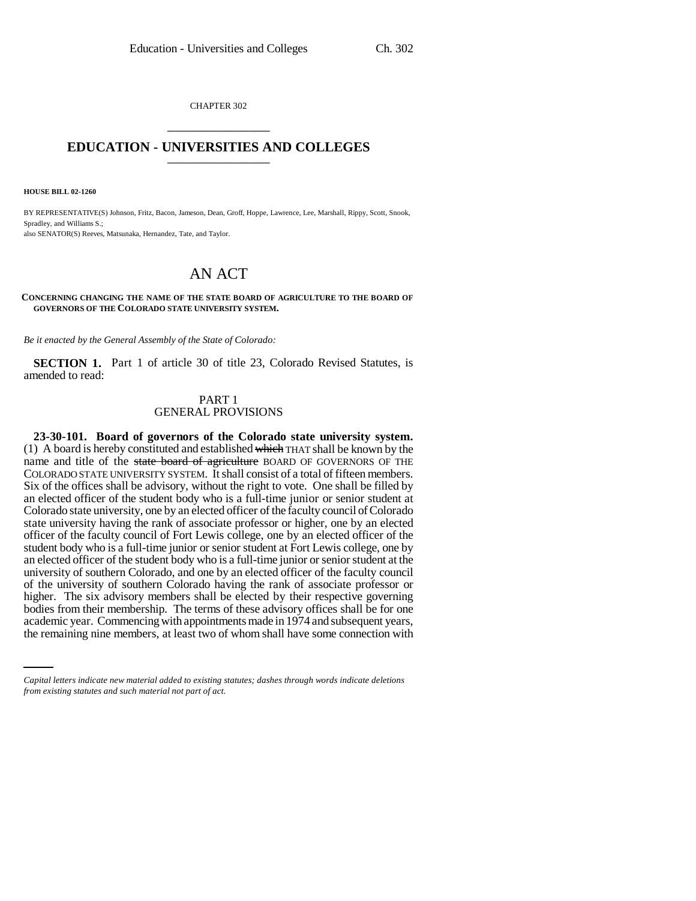CHAPTER 302

# EDUCATION - UNIVERSITIES AND COLLEGES

**HOUSE BILL 02-1260**

BY REPRESENTATIVE(S) Johnson, Fritz, Bacon, Jameson, Dean, Groff, Hoppe, Lawrence, Lee, Marshall, Rippy, Scott, Snook, Spradley, and Williams S.;
also SENATOR(S) Reeves, Matsunaka, Hernandez, Tate, and Taylor.

# AN ACT

**CONCERNING CHANGING THE NAME OF THE STATE BOARD OF AGRICULTURE TO THE BOARD OF GOVERNORS OF THE COLORADO STATE UNIVERSITY SYSTEM.**

*Be it enacted by the General Assembly of the State of Colorado:*

**SECTION 1.** Part 1 of article 30 of title 23, Colorado Revised Statutes, is amended to read:

PART 1
GENERAL PROVISIONS

**23-30-101. Board of governors of the Colorado state university system.** (1) A board is hereby constituted and established ~~which~~ THAT shall be known by the name and title of the ~~state board of agriculture~~ BOARD OF GOVERNORS OF THE COLORADO STATE UNIVERSITY SYSTEM. It shall consist of a total of fifteen members. Six of the offices shall be advisory, without the right to vote. One shall be filled by an elected officer of the student body who is a full-time junior or senior student at Colorado state university, one by an elected officer of the faculty council of Colorado state university having the rank of associate professor or higher, one by an elected officer of the faculty council of Fort Lewis college, one by an elected officer of the student body who is a full-time junior or senior student at Fort Lewis college, one by an elected officer of the student body who is a full-time junior or senior student at the university of southern Colorado, and one by an elected officer of the faculty council of the university of southern Colorado having the rank of associate professor or higher. The six advisory members shall be elected by their respective governing bodies from their membership. The terms of these advisory offices shall be for one academic year. Commencing with appointments made in 1974 and subsequent years, the remaining nine members, at least two of whom shall have some connection with

*Capital letters indicate new material added to existing statutes; dashes through words indicate deletions from existing statutes and such material not part of act.*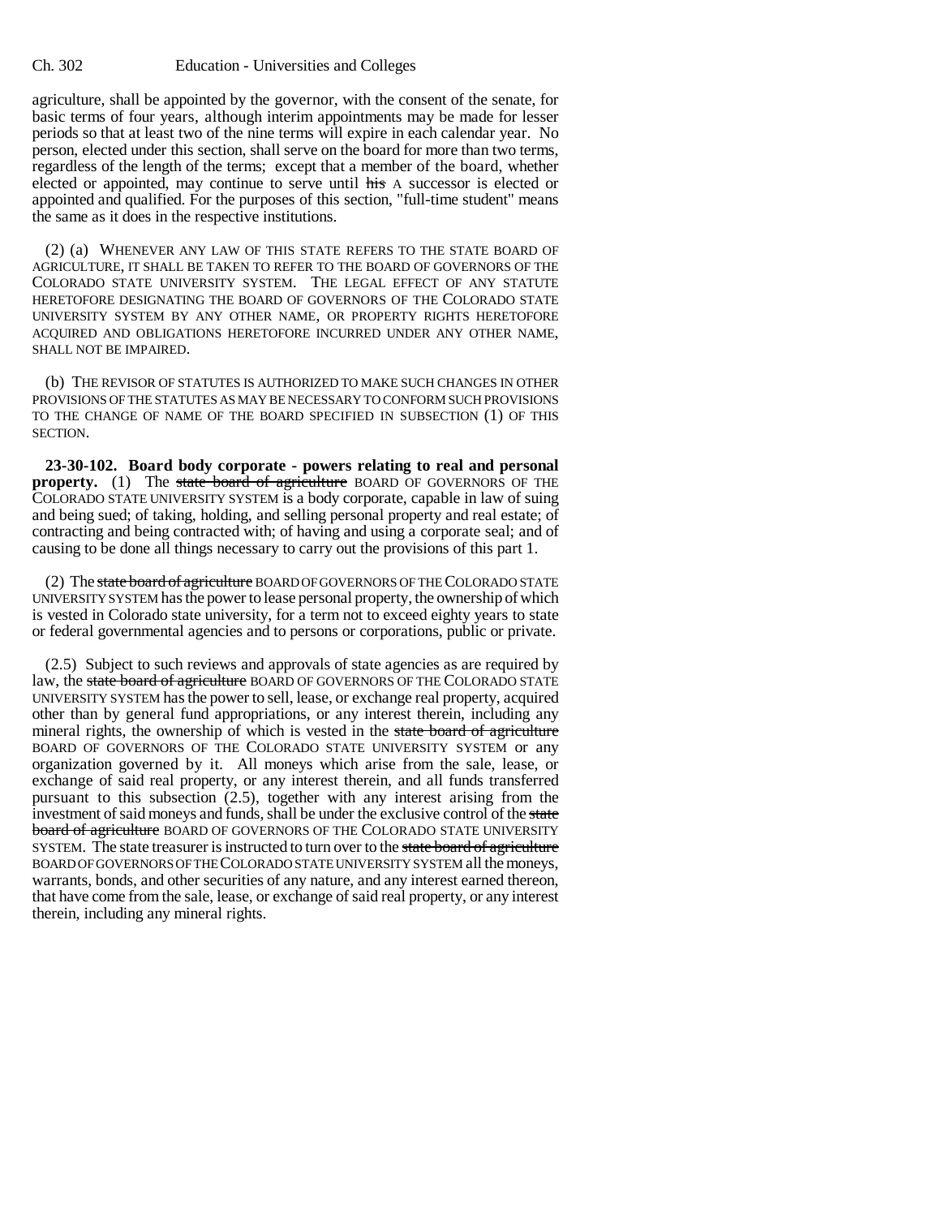agriculture, shall be appointed by the governor, with the consent of the senate, for basic terms of four years, although interim appointments may be made for lesser periods so that at least two of the nine terms will expire in each calendar year. No person, elected under this section, shall serve on the board for more than two terms, regardless of the length of the terms; except that a member of the board, whether elected or appointed, may continue to serve until ~~his~~ A successor is elected or appointed and qualified. For the purposes of this section, "full-time student" means the same as it does in the respective institutions.

(2) (a) WHENEVER ANY LAW OF THIS STATE REFERS TO THE STATE BOARD OF AGRICULTURE, IT SHALL BE TAKEN TO REFER TO THE BOARD OF GOVERNORS OF THE COLORADO STATE UNIVERSITY SYSTEM. THE LEGAL EFFECT OF ANY STATUTE HERETOFORE DESIGNATING THE BOARD OF GOVERNORS OF THE COLORADO STATE UNIVERSITY SYSTEM BY ANY OTHER NAME, OR PROPERTY RIGHTS HERETOFORE ACQUIRED AND OBLIGATIONS HERETOFORE INCURRED UNDER ANY OTHER NAME, SHALL NOT BE IMPAIRED.

(b) THE REVISOR OF STATUTES IS AUTHORIZED TO MAKE SUCH CHANGES IN OTHER PROVISIONS OF THE STATUTES AS MAY BE NECESSARY TO CONFORM SUCH PROVISIONS TO THE CHANGE OF NAME OF THE BOARD SPECIFIED IN SUBSECTION (1) OF THIS SECTION.

**23-30-102. Board body corporate - powers relating to real and personal property.** (1) The ~~state board of agriculture~~ BOARD OF GOVERNORS OF THE COLORADO STATE UNIVERSITY SYSTEM is a body corporate, capable in law of suing and being sued; of taking, holding, and selling personal property and real estate; of contracting and being contracted with; of having and using a corporate seal; and of causing to be done all things necessary to carry out the provisions of this part 1.

(2) The ~~state board of agriculture~~ BOARD OF GOVERNORS OF THE COLORADO STATE UNIVERSITY SYSTEM has the power to lease personal property, the ownership of which is vested in Colorado state university, for a term not to exceed eighty years to state or federal governmental agencies and to persons or corporations, public or private.

(2.5) Subject to such reviews and approvals of state agencies as are required by law, the ~~state board of agriculture~~ BOARD OF GOVERNORS OF THE COLORADO STATE UNIVERSITY SYSTEM has the power to sell, lease, or exchange real property, acquired other than by general fund appropriations, or any interest therein, including any mineral rights, the ownership of which is vested in the ~~state board of agriculture~~ BOARD OF GOVERNORS OF THE COLORADO STATE UNIVERSITY SYSTEM or any organization governed by it. All moneys which arise from the sale, lease, or exchange of said real property, or any interest therein, and all funds transferred pursuant to this subsection (2.5), together with any interest arising from the investment of said moneys and funds, shall be under the exclusive control of the ~~state board of agriculture~~ BOARD OF GOVERNORS OF THE COLORADO STATE UNIVERSITY SYSTEM. The state treasurer is instructed to turn over to the ~~state board of agriculture~~ BOARD OF GOVERNORS OF THE COLORADO STATE UNIVERSITY SYSTEM all the moneys, warrants, bonds, and other securities of any nature, and any interest earned thereon, that have come from the sale, lease, or exchange of said real property, or any interest therein, including any mineral rights.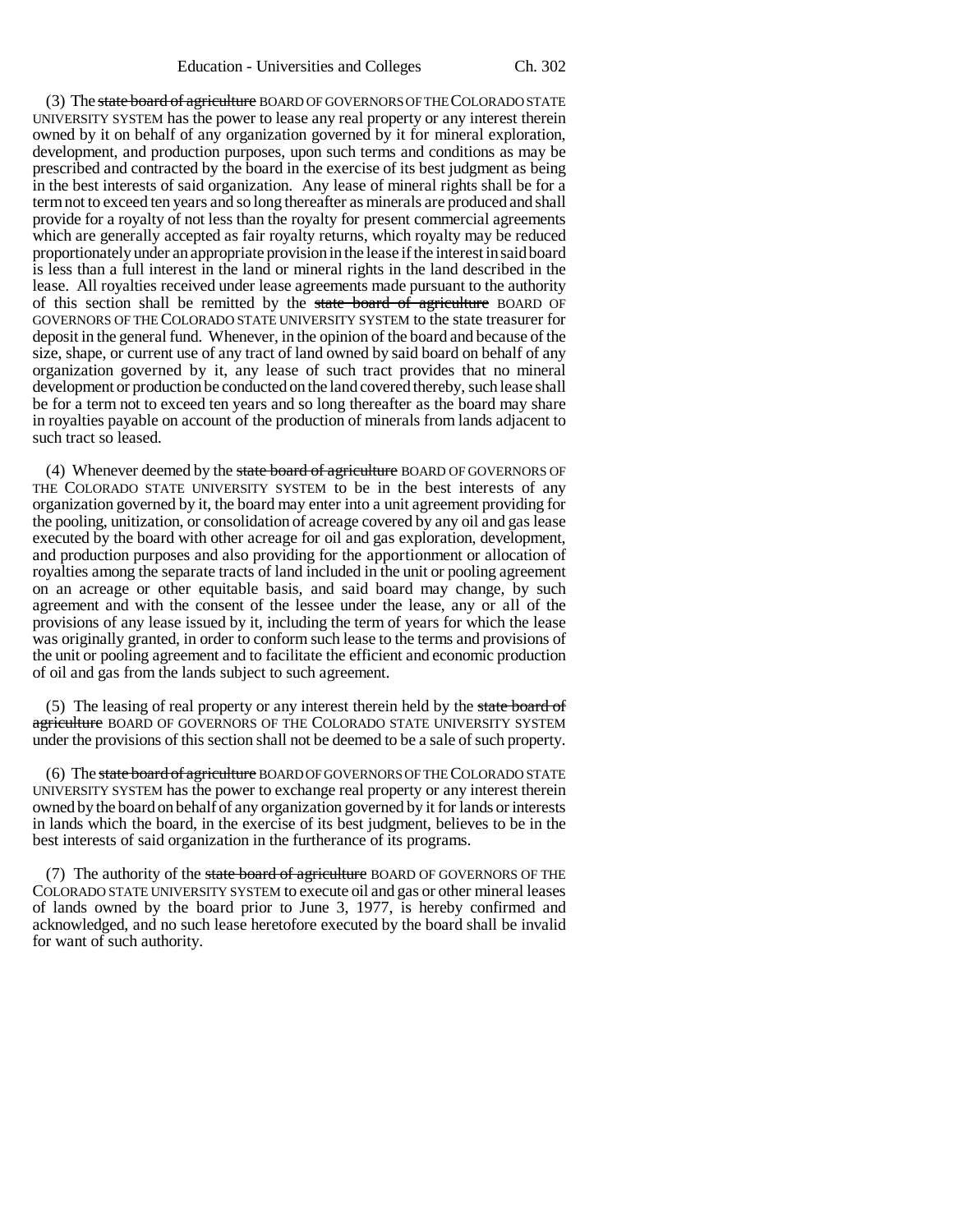(3) The ~~state board of agriculture~~ BOARD OF GOVERNORS OF THE COLORADO STATE UNIVERSITY SYSTEM has the power to lease any real property or any interest therein owned by it on behalf of any organization governed by it for mineral exploration, development, and production purposes, upon such terms and conditions as may be prescribed and contracted by the board in the exercise of its best judgment as being in the best interests of said organization. Any lease of mineral rights shall be for a term not to exceed ten years and so long thereafter as minerals are produced and shall provide for a royalty of not less than the royalty for present commercial agreements which are generally accepted as fair royalty returns, which royalty may be reduced proportionately under an appropriate provision in the lease if the interest in said board is less than a full interest in the land or mineral rights in the land described in the lease. All royalties received under lease agreements made pursuant to the authority of this section shall be remitted by the ~~state board of agriculture~~ BOARD OF GOVERNORS OF THE COLORADO STATE UNIVERSITY SYSTEM to the state treasurer for deposit in the general fund. Whenever, in the opinion of the board and because of the size, shape, or current use of any tract of land owned by said board on behalf of any organization governed by it, any lease of such tract provides that no mineral development or production be conducted on the land covered thereby, such lease shall be for a term not to exceed ten years and so long thereafter as the board may share in royalties payable on account of the production of minerals from lands adjacent to such tract so leased.

(4) Whenever deemed by the ~~state board of agriculture~~ BOARD OF GOVERNORS OF THE COLORADO STATE UNIVERSITY SYSTEM to be in the best interests of any organization governed by it, the board may enter into a unit agreement providing for the pooling, unitization, or consolidation of acreage covered by any oil and gas lease executed by the board with other acreage for oil and gas exploration, development, and production purposes and also providing for the apportionment or allocation of royalties among the separate tracts of land included in the unit or pooling agreement on an acreage or other equitable basis, and said board may change, by such agreement and with the consent of the lessee under the lease, any or all of the provisions of any lease issued by it, including the term of years for which the lease was originally granted, in order to conform such lease to the terms and provisions of the unit or pooling agreement and to facilitate the efficient and economic production of oil and gas from the lands subject to such agreement.

(5) The leasing of real property or any interest therein held by the ~~state board of agriculture~~ BOARD OF GOVERNORS OF THE COLORADO STATE UNIVERSITY SYSTEM under the provisions of this section shall not be deemed to be a sale of such property.

(6) The ~~state board of agriculture~~ BOARD OF GOVERNORS OF THE COLORADO STATE UNIVERSITY SYSTEM has the power to exchange real property or any interest therein owned by the board on behalf of any organization governed by it for lands or interests in lands which the board, in the exercise of its best judgment, believes to be in the best interests of said organization in the furtherance of its programs.

(7) The authority of the ~~state board of agriculture~~ BOARD OF GOVERNORS OF THE COLORADO STATE UNIVERSITY SYSTEM to execute oil and gas or other mineral leases of lands owned by the board prior to June 3, 1977, is hereby confirmed and acknowledged, and no such lease heretofore executed by the board shall be invalid for want of such authority.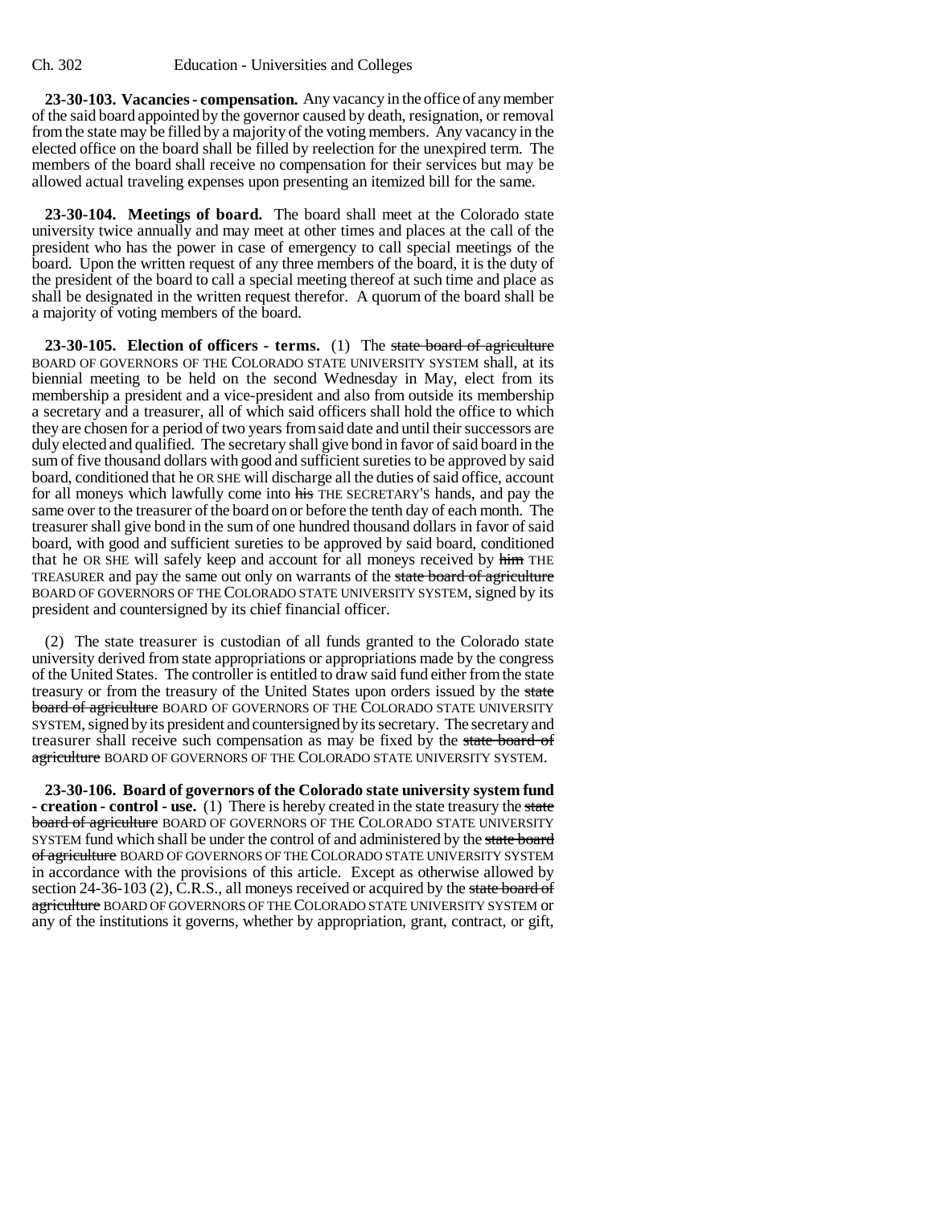**23-30-103. Vacancies - compensation.** Any vacancy in the office of any member of the said board appointed by the governor caused by death, resignation, or removal from the state may be filled by a majority of the voting members. Any vacancy in the elected office on the board shall be filled by reelection for the unexpired term. The members of the board shall receive no compensation for their services but may be allowed actual traveling expenses upon presenting an itemized bill for the same.

**23-30-104. Meetings of board.** The board shall meet at the Colorado state university twice annually and may meet at other times and places at the call of the president who has the power in case of emergency to call special meetings of the board. Upon the written request of any three members of the board, it is the duty of the president of the board to call a special meeting thereof at such time and place as shall be designated in the written request therefor. A quorum of the board shall be a majority of voting members of the board.

**23-30-105. Election of officers - terms.** (1) The ~~state board of agriculture~~ BOARD OF GOVERNORS OF THE COLORADO STATE UNIVERSITY SYSTEM shall, at its biennial meeting to be held on the second Wednesday in May, elect from its membership a president and a vice-president and also from outside its membership a secretary and a treasurer, all of which said officers shall hold the office to which they are chosen for a period of two years from said date and until their successors are duly elected and qualified. The secretary shall give bond in favor of said board in the sum of five thousand dollars with good and sufficient sureties to be approved by said board, conditioned that he OR SHE will discharge all the duties of said office, account for all moneys which lawfully come into ~~his~~ THE SECRETARY'S hands, and pay the same over to the treasurer of the board on or before the tenth day of each month. The treasurer shall give bond in the sum of one hundred thousand dollars in favor of said board, with good and sufficient sureties to be approved by said board, conditioned that he OR SHE will safely keep and account for all moneys received by ~~him~~ THE TREASURER and pay the same out only on warrants of the ~~state board of agriculture~~ BOARD OF GOVERNORS OF THE COLORADO STATE UNIVERSITY SYSTEM, signed by its president and countersigned by its chief financial officer.

(2) The state treasurer is custodian of all funds granted to the Colorado state university derived from state appropriations or appropriations made by the congress of the United States. The controller is entitled to draw said fund either from the state treasury or from the treasury of the United States upon orders issued by the ~~state board of agriculture~~ BOARD OF GOVERNORS OF THE COLORADO STATE UNIVERSITY SYSTEM, signed by its president and countersigned by its secretary. The secretary and treasurer shall receive such compensation as may be fixed by the ~~state board of agriculture~~ BOARD OF GOVERNORS OF THE COLORADO STATE UNIVERSITY SYSTEM.

**23-30-106. Board of governors of the Colorado state university system fund - creation - control - use.** (1) There is hereby created in the state treasury the ~~state board of agriculture~~ BOARD OF GOVERNORS OF THE COLORADO STATE UNIVERSITY SYSTEM fund which shall be under the control of and administered by the ~~state board of agriculture~~ BOARD OF GOVERNORS OF THE COLORADO STATE UNIVERSITY SYSTEM in accordance with the provisions of this article. Except as otherwise allowed by section 24-36-103 (2), C.R.S., all moneys received or acquired by the ~~state board of agriculture~~ BOARD OF GOVERNORS OF THE COLORADO STATE UNIVERSITY SYSTEM or any of the institutions it governs, whether by appropriation, grant, contract, or gift,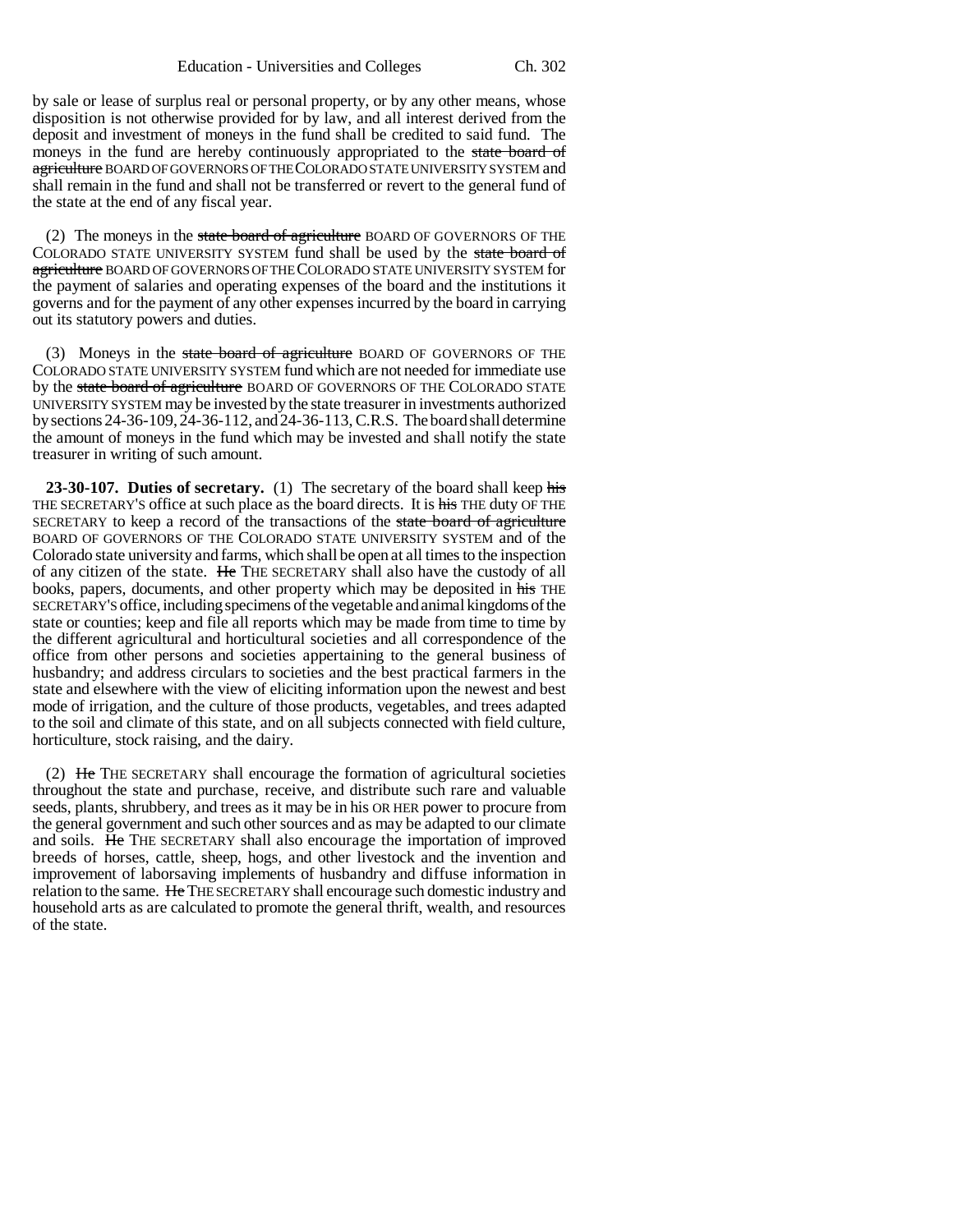by sale or lease of surplus real or personal property, or by any other means, whose disposition is not otherwise provided for by law, and all interest derived from the deposit and investment of moneys in the fund shall be credited to said fund. The moneys in the fund are hereby continuously appropriated to the ~~state board of agriculture~~ BOARD OF GOVERNORS OF THE COLORADO STATE UNIVERSITY SYSTEM and shall remain in the fund and shall not be transferred or revert to the general fund of the state at the end of any fiscal year.

(2) The moneys in the ~~state board of agriculture~~ BOARD OF GOVERNORS OF THE COLORADO STATE UNIVERSITY SYSTEM fund shall be used by the ~~state board of agriculture~~ BOARD OF GOVERNORS OF THE COLORADO STATE UNIVERSITY SYSTEM for the payment of salaries and operating expenses of the board and the institutions it governs and for the payment of any other expenses incurred by the board in carrying out its statutory powers and duties.

(3) Moneys in the ~~state board of agriculture~~ BOARD OF GOVERNORS OF THE COLORADO STATE UNIVERSITY SYSTEM fund which are not needed for immediate use by the ~~state board of agriculture~~ BOARD OF GOVERNORS OF THE COLORADO STATE UNIVERSITY SYSTEM may be invested by the state treasurer in investments authorized by sections 24-36-109, 24-36-112, and 24-36-113, C.R.S. The board shall determine the amount of moneys in the fund which may be invested and shall notify the state treasurer in writing of such amount.

**23-30-107. Duties of secretary.** (1) The secretary of the board shall keep ~~his~~ THE SECRETARY'S office at such place as the board directs. It is ~~his~~ THE duty OF THE SECRETARY to keep a record of the transactions of the ~~state board of agriculture~~ BOARD OF GOVERNORS OF THE COLORADO STATE UNIVERSITY SYSTEM and of the Colorado state university and farms, which shall be open at all times to the inspection of any citizen of the state. ~~He~~ THE SECRETARY shall also have the custody of all books, papers, documents, and other property which may be deposited in ~~his~~ THE SECRETARY'S office, including specimens of the vegetable and animal kingdoms of the state or counties; keep and file all reports which may be made from time to time by the different agricultural and horticultural societies and all correspondence of the office from other persons and societies appertaining to the general business of husbandry; and address circulars to societies and the best practical farmers in the state and elsewhere with the view of eliciting information upon the newest and best mode of irrigation, and the culture of those products, vegetables, and trees adapted to the soil and climate of this state, and on all subjects connected with field culture, horticulture, stock raising, and the dairy.

(2) ~~He~~ THE SECRETARY shall encourage the formation of agricultural societies throughout the state and purchase, receive, and distribute such rare and valuable seeds, plants, shrubbery, and trees as it may be in his OR HER power to procure from the general government and such other sources and as may be adapted to our climate and soils. ~~He~~ THE SECRETARY shall also encourage the importation of improved breeds of horses, cattle, sheep, hogs, and other livestock and the invention and improvement of laborsaving implements of husbandry and diffuse information in relation to the same. ~~He~~ THE SECRETARY shall encourage such domestic industry and household arts as are calculated to promote the general thrift, wealth, and resources of the state.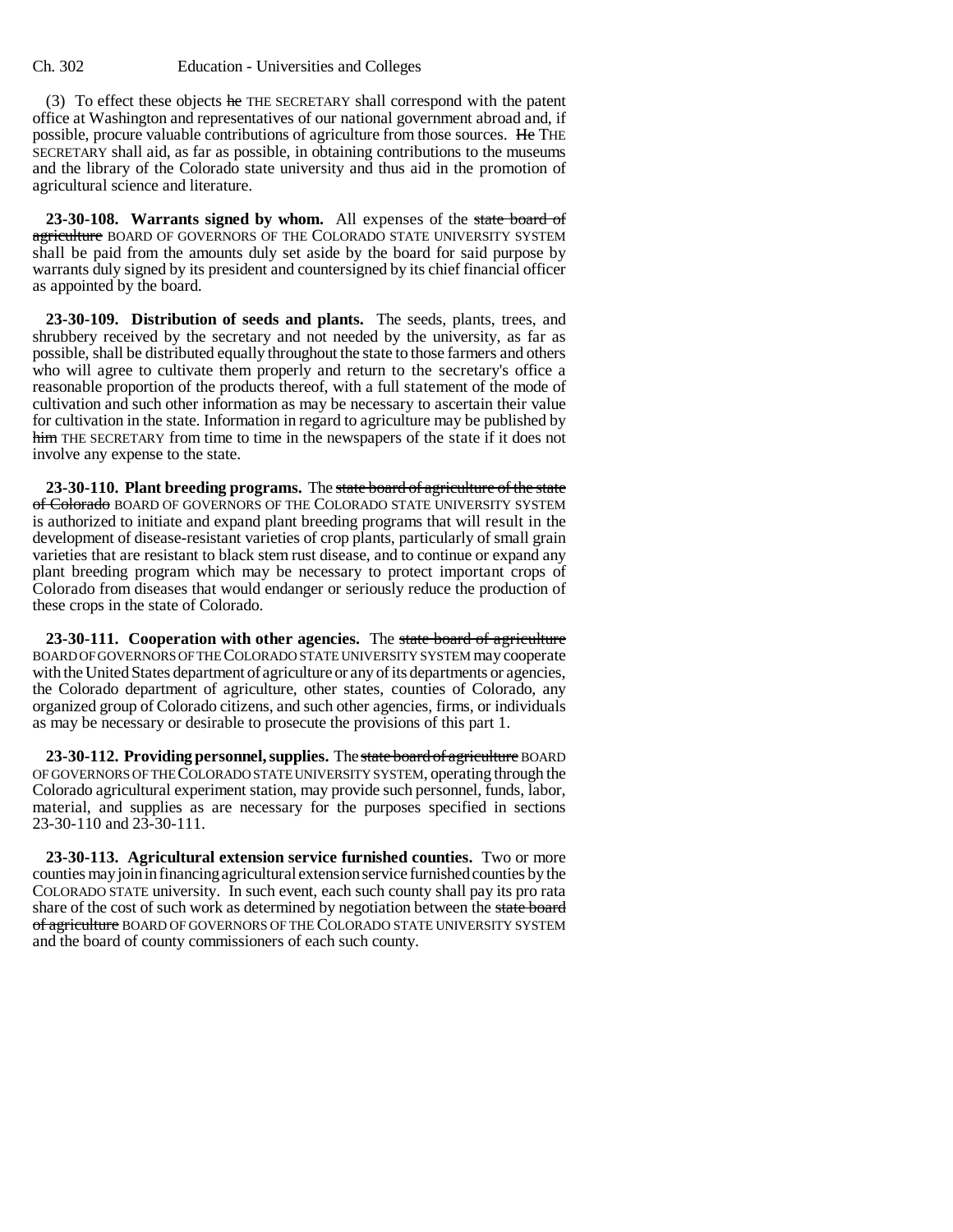(3) To effect these objects ~~he~~ THE SECRETARY shall correspond with the patent office at Washington and representatives of our national government abroad and, if possible, procure valuable contributions of agriculture from those sources. ~~He~~ THE SECRETARY shall aid, as far as possible, in obtaining contributions to the museums and the library of the Colorado state university and thus aid in the promotion of agricultural science and literature.

**23-30-108. Warrants signed by whom.** All expenses of the ~~state board of agriculture~~ BOARD OF GOVERNORS OF THE COLORADO STATE UNIVERSITY SYSTEM shall be paid from the amounts duly set aside by the board for said purpose by warrants duly signed by its president and countersigned by its chief financial officer as appointed by the board.

**23-30-109. Distribution of seeds and plants.** The seeds, plants, trees, and shrubbery received by the secretary and not needed by the university, as far as possible, shall be distributed equally throughout the state to those farmers and others who will agree to cultivate them properly and return to the secretary's office a reasonable proportion of the products thereof, with a full statement of the mode of cultivation and such other information as may be necessary to ascertain their value for cultivation in the state. Information in regard to agriculture may be published by ~~him~~ THE SECRETARY from time to time in the newspapers of the state if it does not involve any expense to the state.

**23-30-110. Plant breeding programs.** The ~~state board of agriculture of the state of Colorado~~ BOARD OF GOVERNORS OF THE COLORADO STATE UNIVERSITY SYSTEM is authorized to initiate and expand plant breeding programs that will result in the development of disease-resistant varieties of crop plants, particularly of small grain varieties that are resistant to black stem rust disease, and to continue or expand any plant breeding program which may be necessary to protect important crops of Colorado from diseases that would endanger or seriously reduce the production of these crops in the state of Colorado.

**23-30-111. Cooperation with other agencies.** The ~~state board of agriculture~~ BOARD OF GOVERNORS OF THE COLORADO STATE UNIVERSITY SYSTEM may cooperate with the United States department of agriculture or any of its departments or agencies, the Colorado department of agriculture, other states, counties of Colorado, any organized group of Colorado citizens, and such other agencies, firms, or individuals as may be necessary or desirable to prosecute the provisions of this part 1.

**23-30-112. Providing personnel, supplies.** The ~~state board of agriculture~~ BOARD OF GOVERNORS OF THE COLORADO STATE UNIVERSITY SYSTEM, operating through the Colorado agricultural experiment station, may provide such personnel, funds, labor, material, and supplies as are necessary for the purposes specified in sections 23-30-110 and 23-30-111.

**23-30-113. Agricultural extension service furnished counties.** Two or more counties may join in financing agricultural extension service furnished counties by the COLORADO STATE university. In such event, each such county shall pay its pro rata share of the cost of such work as determined by negotiation between the ~~state board of agriculture~~ BOARD OF GOVERNORS OF THE COLORADO STATE UNIVERSITY SYSTEM and the board of county commissioners of each such county.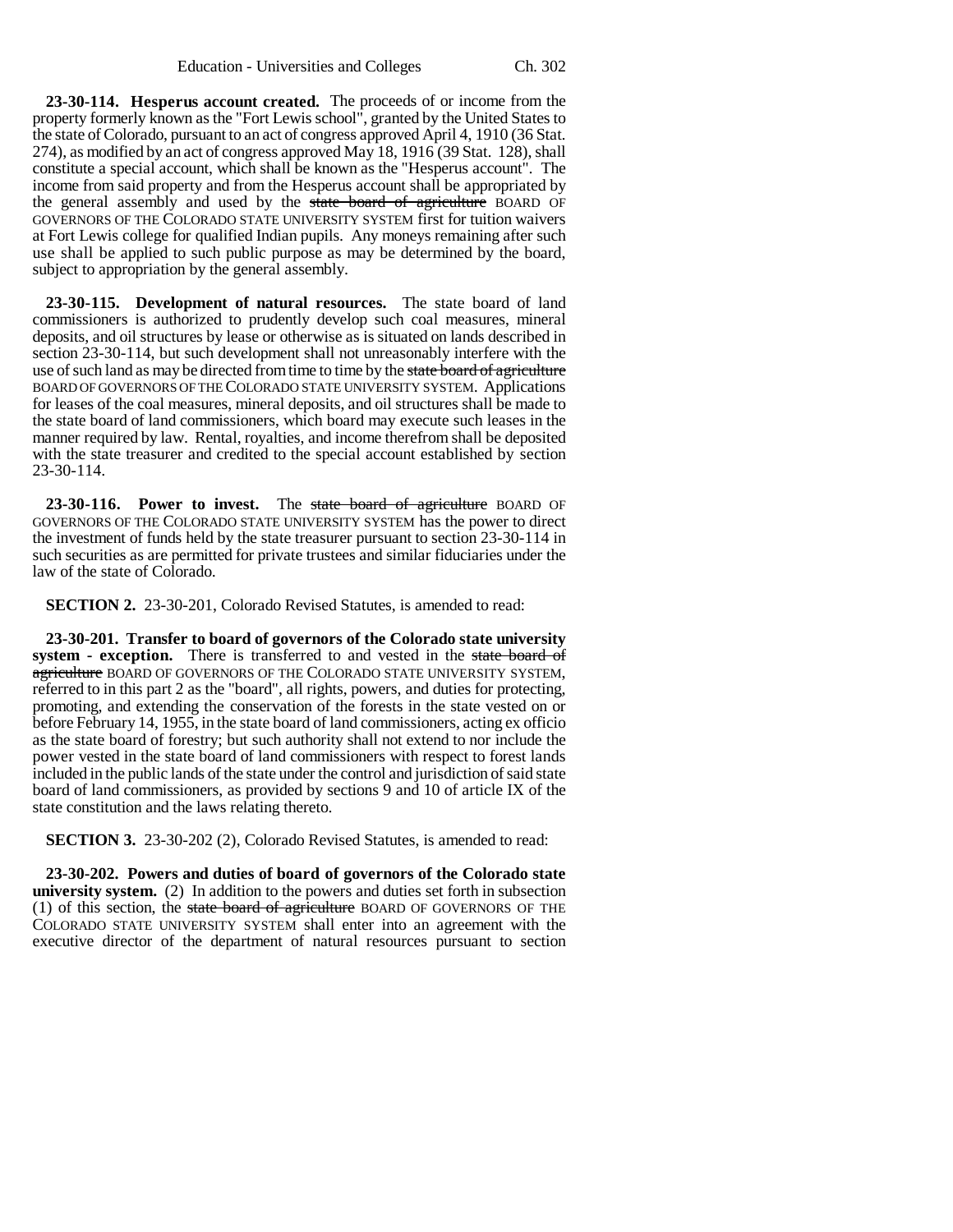**23-30-114. Hesperus account created.** The proceeds of or income from the property formerly known as the "Fort Lewis school", granted by the United States to the state of Colorado, pursuant to an act of congress approved April 4, 1910 (36 Stat. 274), as modified by an act of congress approved May 18, 1916 (39 Stat. 128), shall constitute a special account, which shall be known as the "Hesperus account". The income from said property and from the Hesperus account shall be appropriated by the general assembly and used by the ~~state board of agriculture~~ BOARD OF GOVERNORS OF THE COLORADO STATE UNIVERSITY SYSTEM first for tuition waivers at Fort Lewis college for qualified Indian pupils. Any moneys remaining after such use shall be applied to such public purpose as may be determined by the board, subject to appropriation by the general assembly.

**23-30-115. Development of natural resources.** The state board of land commissioners is authorized to prudently develop such coal measures, mineral deposits, and oil structures by lease or otherwise as is situated on lands described in section 23-30-114, but such development shall not unreasonably interfere with the use of such land as may be directed from time to time by the ~~state board of agriculture~~ BOARD OF GOVERNORS OF THE COLORADO STATE UNIVERSITY SYSTEM. Applications for leases of the coal measures, mineral deposits, and oil structures shall be made to the state board of land commissioners, which board may execute such leases in the manner required by law. Rental, royalties, and income therefrom shall be deposited with the state treasurer and credited to the special account established by section 23-30-114.

**23-30-116. Power to invest.** The ~~state board of agriculture~~ BOARD OF GOVERNORS OF THE COLORADO STATE UNIVERSITY SYSTEM has the power to direct the investment of funds held by the state treasurer pursuant to section 23-30-114 in such securities as are permitted for private trustees and similar fiduciaries under the law of the state of Colorado.

**SECTION 2.** 23-30-201, Colorado Revised Statutes, is amended to read:

**23-30-201. Transfer to board of governors of the Colorado state university system - exception.** There is transferred to and vested in the ~~state board of agriculture~~ BOARD OF GOVERNORS OF THE COLORADO STATE UNIVERSITY SYSTEM, referred to in this part 2 as the "board", all rights, powers, and duties for protecting, promoting, and extending the conservation of the forests in the state vested on or before February 14, 1955, in the state board of land commissioners, acting ex officio as the state board of forestry; but such authority shall not extend to nor include the power vested in the state board of land commissioners with respect to forest lands included in the public lands of the state under the control and jurisdiction of said state board of land commissioners, as provided by sections 9 and 10 of article IX of the state constitution and the laws relating thereto.

**SECTION 3.** 23-30-202 (2), Colorado Revised Statutes, is amended to read:

**23-30-202. Powers and duties of board of governors of the Colorado state university system.** (2) In addition to the powers and duties set forth in subsection (1) of this section, the ~~state board of agriculture~~ BOARD OF GOVERNORS OF THE COLORADO STATE UNIVERSITY SYSTEM shall enter into an agreement with the executive director of the department of natural resources pursuant to section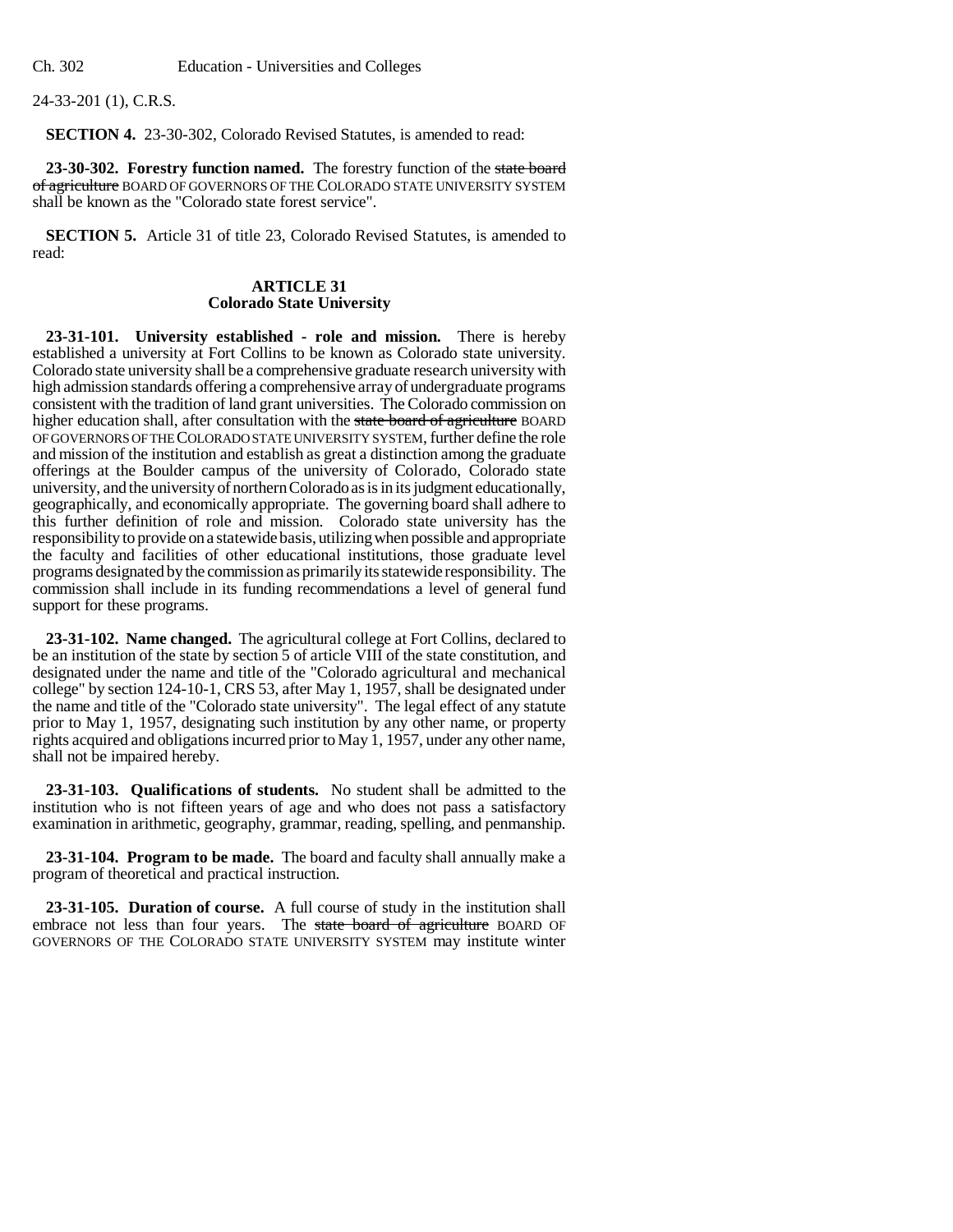24-33-201 (1), C.R.S.

**SECTION 4.** 23-30-302, Colorado Revised Statutes, is amended to read:

**23-30-302. Forestry function named.** The forestry function of the ~~state board of agriculture~~ BOARD OF GOVERNORS OF THE COLORADO STATE UNIVERSITY SYSTEM shall be known as the "Colorado state forest service".

**SECTION 5.** Article 31 of title 23, Colorado Revised Statutes, is amended to read:

**ARTICLE 31**
**Colorado State University**

**23-31-101. University established - role and mission.** There is hereby established a university at Fort Collins to be known as Colorado state university. Colorado state university shall be a comprehensive graduate research university with high admission standards offering a comprehensive array of undergraduate programs consistent with the tradition of land grant universities. The Colorado commission on higher education shall, after consultation with the ~~state board of agriculture~~ BOARD OF GOVERNORS OF THE COLORADO STATE UNIVERSITY SYSTEM, further define the role and mission of the institution and establish as great a distinction among the graduate offerings at the Boulder campus of the university of Colorado, Colorado state university, and the university of northern Colorado as is in its judgment educationally, geographically, and economically appropriate. The governing board shall adhere to this further definition of role and mission. Colorado state university has the responsibility to provide on a statewide basis, utilizing when possible and appropriate the faculty and facilities of other educational institutions, those graduate level programs designated by the commission as primarily its statewide responsibility. The commission shall include in its funding recommendations a level of general fund support for these programs.

**23-31-102. Name changed.** The agricultural college at Fort Collins, declared to be an institution of the state by section 5 of article VIII of the state constitution, and designated under the name and title of the "Colorado agricultural and mechanical college" by section 124-10-1, CRS 53, after May 1, 1957, shall be designated under the name and title of the "Colorado state university". The legal effect of any statute prior to May 1, 1957, designating such institution by any other name, or property rights acquired and obligations incurred prior to May 1, 1957, under any other name, shall not be impaired hereby.

**23-31-103. Qualifications of students.** No student shall be admitted to the institution who is not fifteen years of age and who does not pass a satisfactory examination in arithmetic, geography, grammar, reading, spelling, and penmanship.

**23-31-104. Program to be made.** The board and faculty shall annually make a program of theoretical and practical instruction.

**23-31-105. Duration of course.** A full course of study in the institution shall embrace not less than four years. The ~~state board of agriculture~~ BOARD OF GOVERNORS OF THE COLORADO STATE UNIVERSITY SYSTEM may institute winter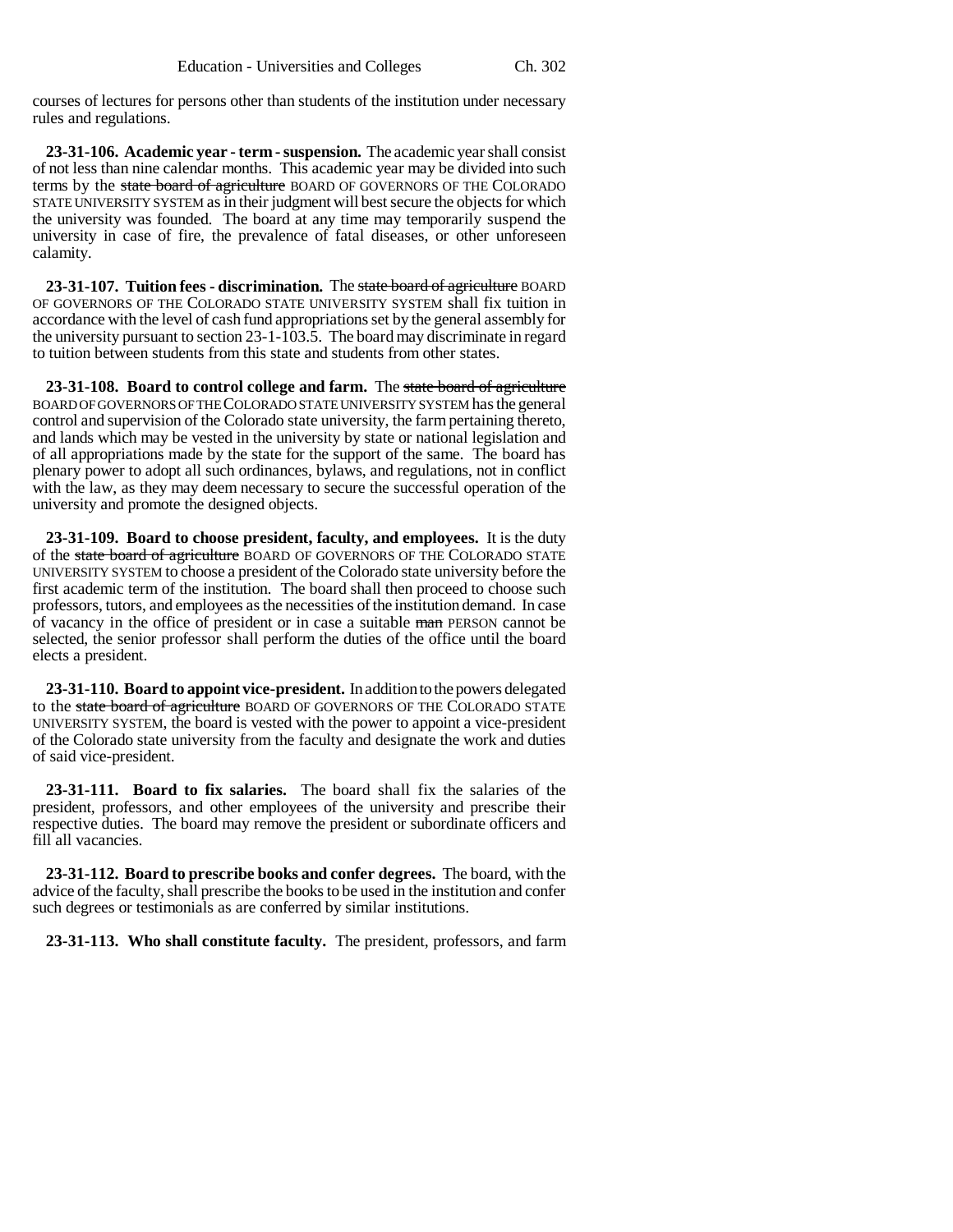courses of lectures for persons other than students of the institution under necessary rules and regulations.

**23-31-106. Academic year - term - suspension.** The academic year shall consist of not less than nine calendar months. This academic year may be divided into such terms by the ~~state board of agriculture~~ BOARD OF GOVERNORS OF THE COLORADO STATE UNIVERSITY SYSTEM as in their judgment will best secure the objects for which the university was founded. The board at any time may temporarily suspend the university in case of fire, the prevalence of fatal diseases, or other unforeseen calamity.

**23-31-107. Tuition fees - discrimination.** The ~~state board of agriculture~~ BOARD OF GOVERNORS OF THE COLORADO STATE UNIVERSITY SYSTEM shall fix tuition in accordance with the level of cash fund appropriations set by the general assembly for the university pursuant to section 23-1-103.5. The board may discriminate in regard to tuition between students from this state and students from other states.

**23-31-108. Board to control college and farm.** The ~~state board of agriculture~~ BOARD OF GOVERNORS OF THE COLORADO STATE UNIVERSITY SYSTEM has the general control and supervision of the Colorado state university, the farm pertaining thereto, and lands which may be vested in the university by state or national legislation and of all appropriations made by the state for the support of the same. The board has plenary power to adopt all such ordinances, bylaws, and regulations, not in conflict with the law, as they may deem necessary to secure the successful operation of the university and promote the designed objects.

**23-31-109. Board to choose president, faculty, and employees.** It is the duty of the ~~state board of agriculture~~ BOARD OF GOVERNORS OF THE COLORADO STATE UNIVERSITY SYSTEM to choose a president of the Colorado state university before the first academic term of the institution. The board shall then proceed to choose such professors, tutors, and employees as the necessities of the institution demand. In case of vacancy in the office of president or in case a suitable ~~man~~ PERSON cannot be selected, the senior professor shall perform the duties of the office until the board elects a president.

**23-31-110. Board to appoint vice-president.** In addition to the powers delegated to the ~~state board of agriculture~~ BOARD OF GOVERNORS OF THE COLORADO STATE UNIVERSITY SYSTEM, the board is vested with the power to appoint a vice-president of the Colorado state university from the faculty and designate the work and duties of said vice-president.

**23-31-111. Board to fix salaries.** The board shall fix the salaries of the president, professors, and other employees of the university and prescribe their respective duties. The board may remove the president or subordinate officers and fill all vacancies.

**23-31-112. Board to prescribe books and confer degrees.** The board, with the advice of the faculty, shall prescribe the books to be used in the institution and confer such degrees or testimonials as are conferred by similar institutions.

**23-31-113. Who shall constitute faculty.** The president, professors, and farm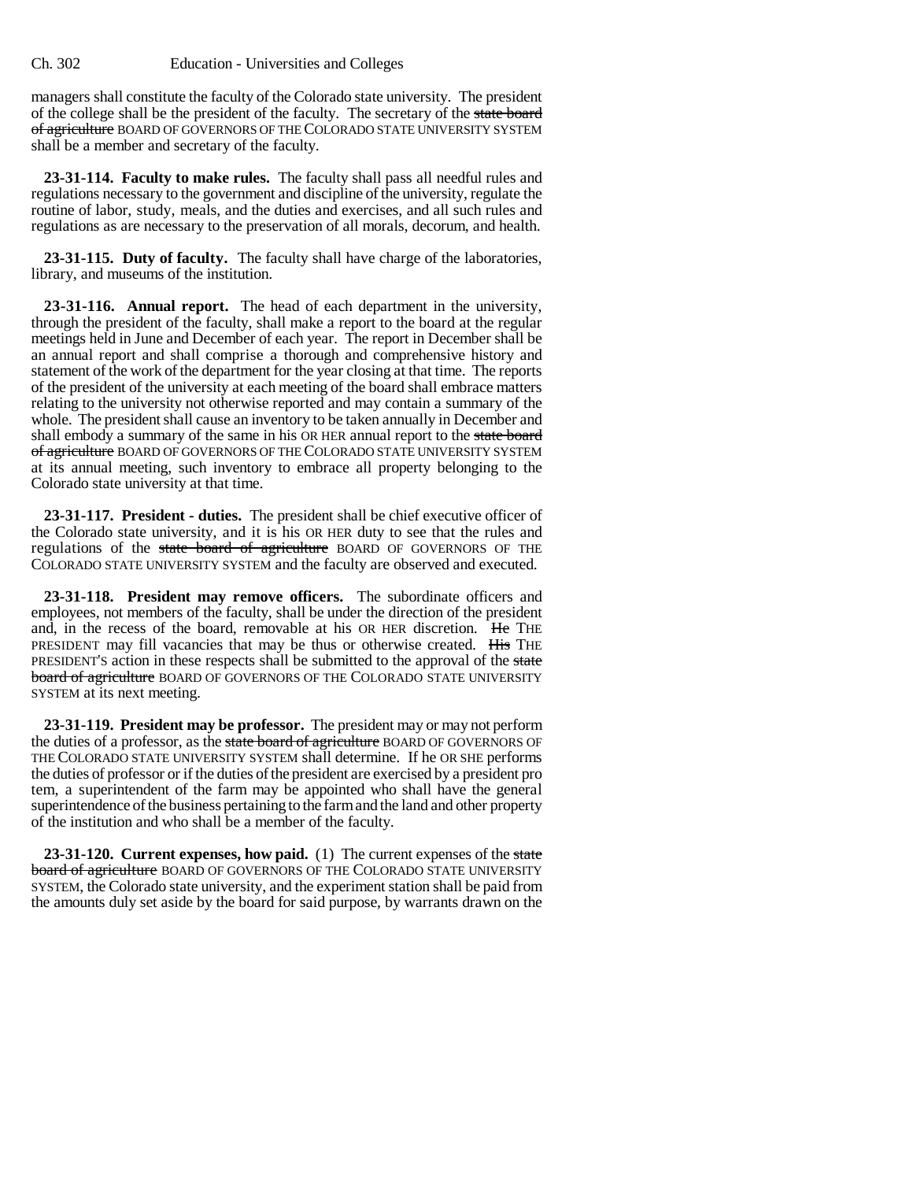managers shall constitute the faculty of the Colorado state university. The president of the college shall be the president of the faculty. The secretary of the ~~state board of agriculture~~ BOARD OF GOVERNORS OF THE COLORADO STATE UNIVERSITY SYSTEM shall be a member and secretary of the faculty.

**23-31-114. Faculty to make rules.** The faculty shall pass all needful rules and regulations necessary to the government and discipline of the university, regulate the routine of labor, study, meals, and the duties and exercises, and all such rules and regulations as are necessary to the preservation of all morals, decorum, and health.

**23-31-115. Duty of faculty.** The faculty shall have charge of the laboratories, library, and museums of the institution.

**23-31-116. Annual report.** The head of each department in the university, through the president of the faculty, shall make a report to the board at the regular meetings held in June and December of each year. The report in December shall be an annual report and shall comprise a thorough and comprehensive history and statement of the work of the department for the year closing at that time. The reports of the president of the university at each meeting of the board shall embrace matters relating to the university not otherwise reported and may contain a summary of the whole. The president shall cause an inventory to be taken annually in December and shall embody a summary of the same in his OR HER annual report to the ~~state board of agriculture~~ BOARD OF GOVERNORS OF THE COLORADO STATE UNIVERSITY SYSTEM at its annual meeting, such inventory to embrace all property belonging to the Colorado state university at that time.

**23-31-117. President - duties.** The president shall be chief executive officer of the Colorado state university, and it is his OR HER duty to see that the rules and regulations of the ~~state board of agriculture~~ BOARD OF GOVERNORS OF THE COLORADO STATE UNIVERSITY SYSTEM and the faculty are observed and executed.

**23-31-118. President may remove officers.** The subordinate officers and employees, not members of the faculty, shall be under the direction of the president and, in the recess of the board, removable at his OR HER discretion. ~~He~~ THE PRESIDENT may fill vacancies that may be thus or otherwise created. ~~His~~ THE PRESIDENT'S action in these respects shall be submitted to the approval of the ~~state board of agriculture~~ BOARD OF GOVERNORS OF THE COLORADO STATE UNIVERSITY SYSTEM at its next meeting.

**23-31-119. President may be professor.** The president may or may not perform the duties of a professor, as the ~~state board of agriculture~~ BOARD OF GOVERNORS OF THE COLORADO STATE UNIVERSITY SYSTEM shall determine. If he OR SHE performs the duties of professor or if the duties of the president are exercised by a president pro tem, a superintendent of the farm may be appointed who shall have the general superintendence of the business pertaining to the farm and the land and other property of the institution and who shall be a member of the faculty.

**23-31-120. Current expenses, how paid.** (1) The current expenses of the ~~state board of agriculture~~ BOARD OF GOVERNORS OF THE COLORADO STATE UNIVERSITY SYSTEM, the Colorado state university, and the experiment station shall be paid from the amounts duly set aside by the board for said purpose, by warrants drawn on the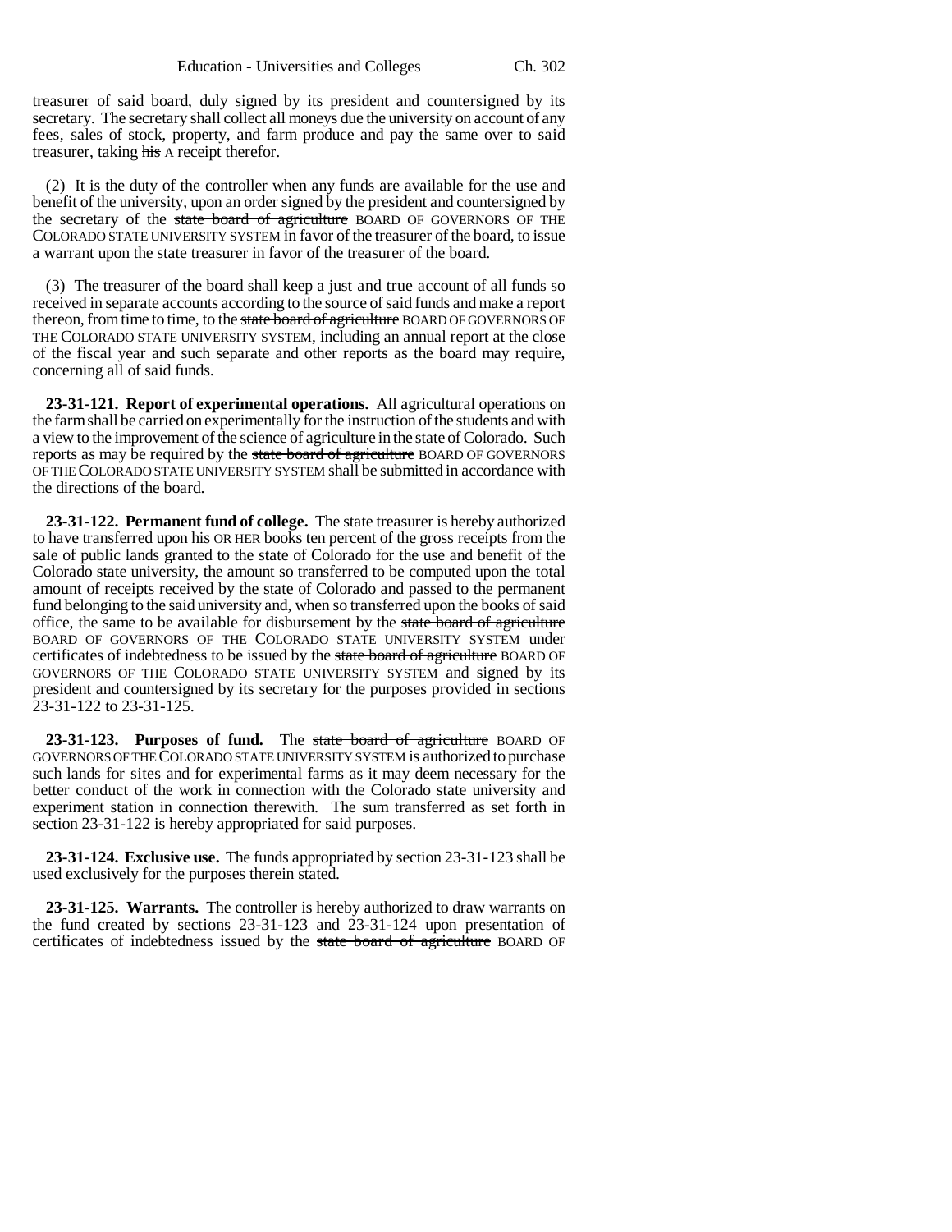treasurer of said board, duly signed by its president and countersigned by its secretary. The secretary shall collect all moneys due the university on account of any fees, sales of stock, property, and farm produce and pay the same over to said treasurer, taking ~~his~~ A receipt therefor.

(2) It is the duty of the controller when any funds are available for the use and benefit of the university, upon an order signed by the president and countersigned by the secretary of the ~~state board of agriculture~~ BOARD OF GOVERNORS OF THE COLORADO STATE UNIVERSITY SYSTEM in favor of the treasurer of the board, to issue a warrant upon the state treasurer in favor of the treasurer of the board.

(3) The treasurer of the board shall keep a just and true account of all funds so received in separate accounts according to the source of said funds and make a report thereon, from time to time, to the ~~state board of agriculture~~ BOARD OF GOVERNORS OF THE COLORADO STATE UNIVERSITY SYSTEM, including an annual report at the close of the fiscal year and such separate and other reports as the board may require, concerning all of said funds.

**23-31-121. Report of experimental operations.** All agricultural operations on the farm shall be carried on experimentally for the instruction of the students and with a view to the improvement of the science of agriculture in the state of Colorado. Such reports as may be required by the ~~state board of agriculture~~ BOARD OF GOVERNORS OF THE COLORADO STATE UNIVERSITY SYSTEM shall be submitted in accordance with the directions of the board.

**23-31-122. Permanent fund of college.** The state treasurer is hereby authorized to have transferred upon his OR HER books ten percent of the gross receipts from the sale of public lands granted to the state of Colorado for the use and benefit of the Colorado state university, the amount so transferred to be computed upon the total amount of receipts received by the state of Colorado and passed to the permanent fund belonging to the said university and, when so transferred upon the books of said office, the same to be available for disbursement by the ~~state board of agriculture~~ BOARD OF GOVERNORS OF THE COLORADO STATE UNIVERSITY SYSTEM under certificates of indebtedness to be issued by the ~~state board of agriculture~~ BOARD OF GOVERNORS OF THE COLORADO STATE UNIVERSITY SYSTEM and signed by its president and countersigned by its secretary for the purposes provided in sections 23-31-122 to 23-31-125.

**23-31-123. Purposes of fund.** The ~~state board of agriculture~~ BOARD OF GOVERNORS OF THE COLORADO STATE UNIVERSITY SYSTEM is authorized to purchase such lands for sites and for experimental farms as it may deem necessary for the better conduct of the work in connection with the Colorado state university and experiment station in connection therewith. The sum transferred as set forth in section 23-31-122 is hereby appropriated for said purposes.

**23-31-124. Exclusive use.** The funds appropriated by section 23-31-123 shall be used exclusively for the purposes therein stated.

**23-31-125. Warrants.** The controller is hereby authorized to draw warrants on the fund created by sections 23-31-123 and 23-31-124 upon presentation of certificates of indebtedness issued by the ~~state board of agriculture~~ BOARD OF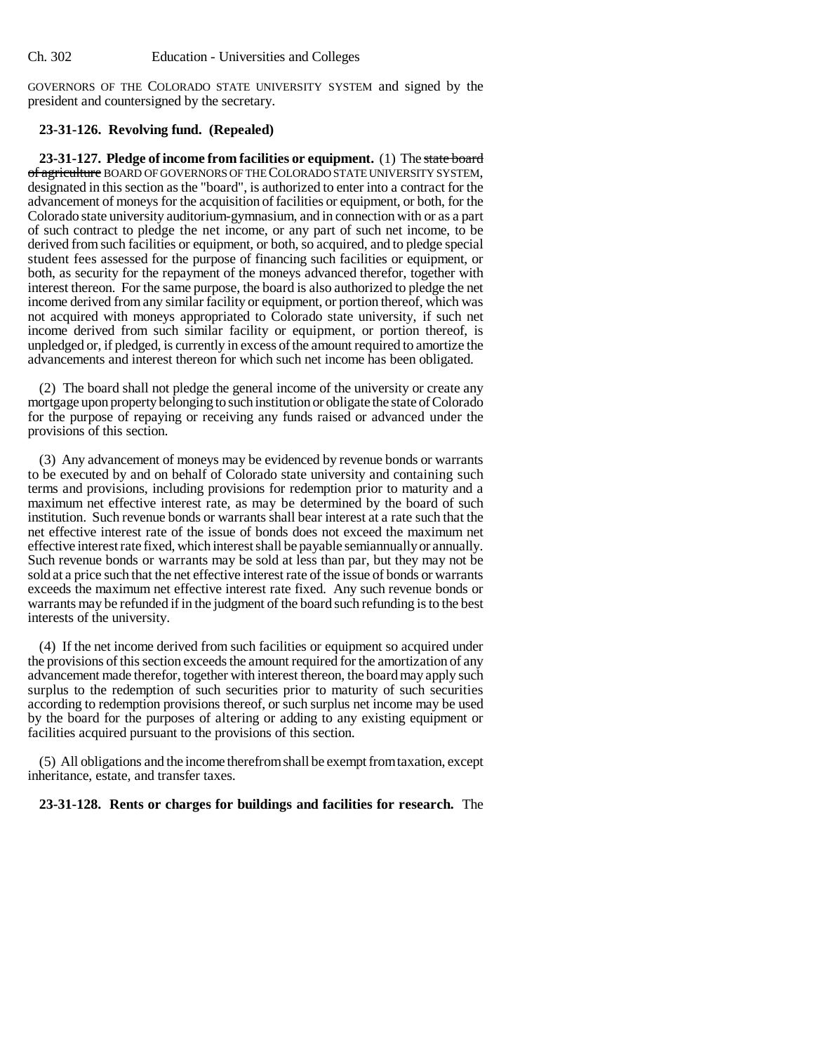GOVERNORS OF THE COLORADO STATE UNIVERSITY SYSTEM and signed by the president and countersigned by the secretary.

**23-31-126. Revolving fund. (Repealed)**

**23-31-127. Pledge of income from facilities or equipment.** (1) The ~~state board of agriculture~~ BOARD OF GOVERNORS OF THE COLORADO STATE UNIVERSITY SYSTEM, designated in this section as the "board", is authorized to enter into a contract for the advancement of moneys for the acquisition of facilities or equipment, or both, for the Colorado state university auditorium-gymnasium, and in connection with or as a part of such contract to pledge the net income, or any part of such net income, to be derived from such facilities or equipment, or both, so acquired, and to pledge special student fees assessed for the purpose of financing such facilities or equipment, or both, as security for the repayment of the moneys advanced therefor, together with interest thereon. For the same purpose, the board is also authorized to pledge the net income derived from any similar facility or equipment, or portion thereof, which was not acquired with moneys appropriated to Colorado state university, if such net income derived from such similar facility or equipment, or portion thereof, is unpledged or, if pledged, is currently in excess of the amount required to amortize the advancements and interest thereon for which such net income has been obligated.

(2) The board shall not pledge the general income of the university or create any mortgage upon property belonging to such institution or obligate the state of Colorado for the purpose of repaying or receiving any funds raised or advanced under the provisions of this section.

(3) Any advancement of moneys may be evidenced by revenue bonds or warrants to be executed by and on behalf of Colorado state university and containing such terms and provisions, including provisions for redemption prior to maturity and a maximum net effective interest rate, as may be determined by the board of such institution. Such revenue bonds or warrants shall bear interest at a rate such that the net effective interest rate of the issue of bonds does not exceed the maximum net effective interest rate fixed, which interest shall be payable semiannually or annually. Such revenue bonds or warrants may be sold at less than par, but they may not be sold at a price such that the net effective interest rate of the issue of bonds or warrants exceeds the maximum net effective interest rate fixed. Any such revenue bonds or warrants may be refunded if in the judgment of the board such refunding is to the best interests of the university.

(4) If the net income derived from such facilities or equipment so acquired under the provisions of this section exceeds the amount required for the amortization of any advancement made therefor, together with interest thereon, the board may apply such surplus to the redemption of such securities prior to maturity of such securities according to redemption provisions thereof, or such surplus net income may be used by the board for the purposes of altering or adding to any existing equipment or facilities acquired pursuant to the provisions of this section.

(5) All obligations and the income therefrom shall be exempt from taxation, except inheritance, estate, and transfer taxes.

**23-31-128. Rents or charges for buildings and facilities for research.** The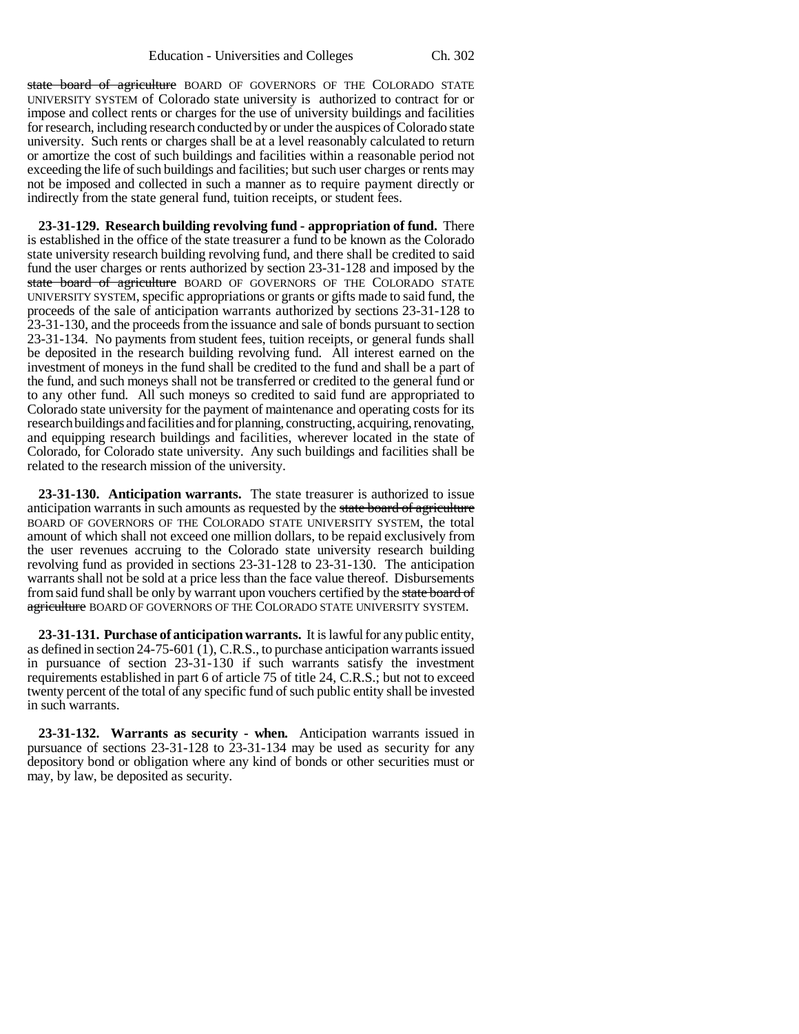~~state board of agriculture~~ BOARD OF GOVERNORS OF THE COLORADO STATE UNIVERSITY SYSTEM of Colorado state university is authorized to contract for or impose and collect rents or charges for the use of university buildings and facilities for research, including research conducted by or under the auspices of Colorado state university. Such rents or charges shall be at a level reasonably calculated to return or amortize the cost of such buildings and facilities within a reasonable period not exceeding the life of such buildings and facilities; but such user charges or rents may not be imposed and collected in such a manner as to require payment directly or indirectly from the state general fund, tuition receipts, or student fees.

**23-31-129. Research building revolving fund - appropriation of fund.** There is established in the office of the state treasurer a fund to be known as the Colorado state university research building revolving fund, and there shall be credited to said fund the user charges or rents authorized by section 23-31-128 and imposed by the ~~state board of agriculture~~ BOARD OF GOVERNORS OF THE COLORADO STATE UNIVERSITY SYSTEM, specific appropriations or grants or gifts made to said fund, the proceeds of the sale of anticipation warrants authorized by sections 23-31-128 to 23-31-130, and the proceeds from the issuance and sale of bonds pursuant to section 23-31-134. No payments from student fees, tuition receipts, or general funds shall be deposited in the research building revolving fund. All interest earned on the investment of moneys in the fund shall be credited to the fund and shall be a part of the fund, and such moneys shall not be transferred or credited to the general fund or to any other fund. All such moneys so credited to said fund are appropriated to Colorado state university for the payment of maintenance and operating costs for its research buildings and facilities and for planning, constructing, acquiring, renovating, and equipping research buildings and facilities, wherever located in the state of Colorado, for Colorado state university. Any such buildings and facilities shall be related to the research mission of the university.

**23-31-130. Anticipation warrants.** The state treasurer is authorized to issue anticipation warrants in such amounts as requested by the ~~state board of agriculture~~ BOARD OF GOVERNORS OF THE COLORADO STATE UNIVERSITY SYSTEM, the total amount of which shall not exceed one million dollars, to be repaid exclusively from the user revenues accruing to the Colorado state university research building revolving fund as provided in sections 23-31-128 to 23-31-130. The anticipation warrants shall not be sold at a price less than the face value thereof. Disbursements from said fund shall be only by warrant upon vouchers certified by the ~~state board of agriculture~~ BOARD OF GOVERNORS OF THE COLORADO STATE UNIVERSITY SYSTEM.

**23-31-131. Purchase of anticipation warrants.** It is lawful for any public entity, as defined in section 24-75-601 (1), C.R.S., to purchase anticipation warrants issued in pursuance of section 23-31-130 if such warrants satisfy the investment requirements established in part 6 of article 75 of title 24, C.R.S.; but not to exceed twenty percent of the total of any specific fund of such public entity shall be invested in such warrants.

**23-31-132. Warrants as security - when.** Anticipation warrants issued in pursuance of sections 23-31-128 to 23-31-134 may be used as security for any depository bond or obligation where any kind of bonds or other securities must or may, by law, be deposited as security.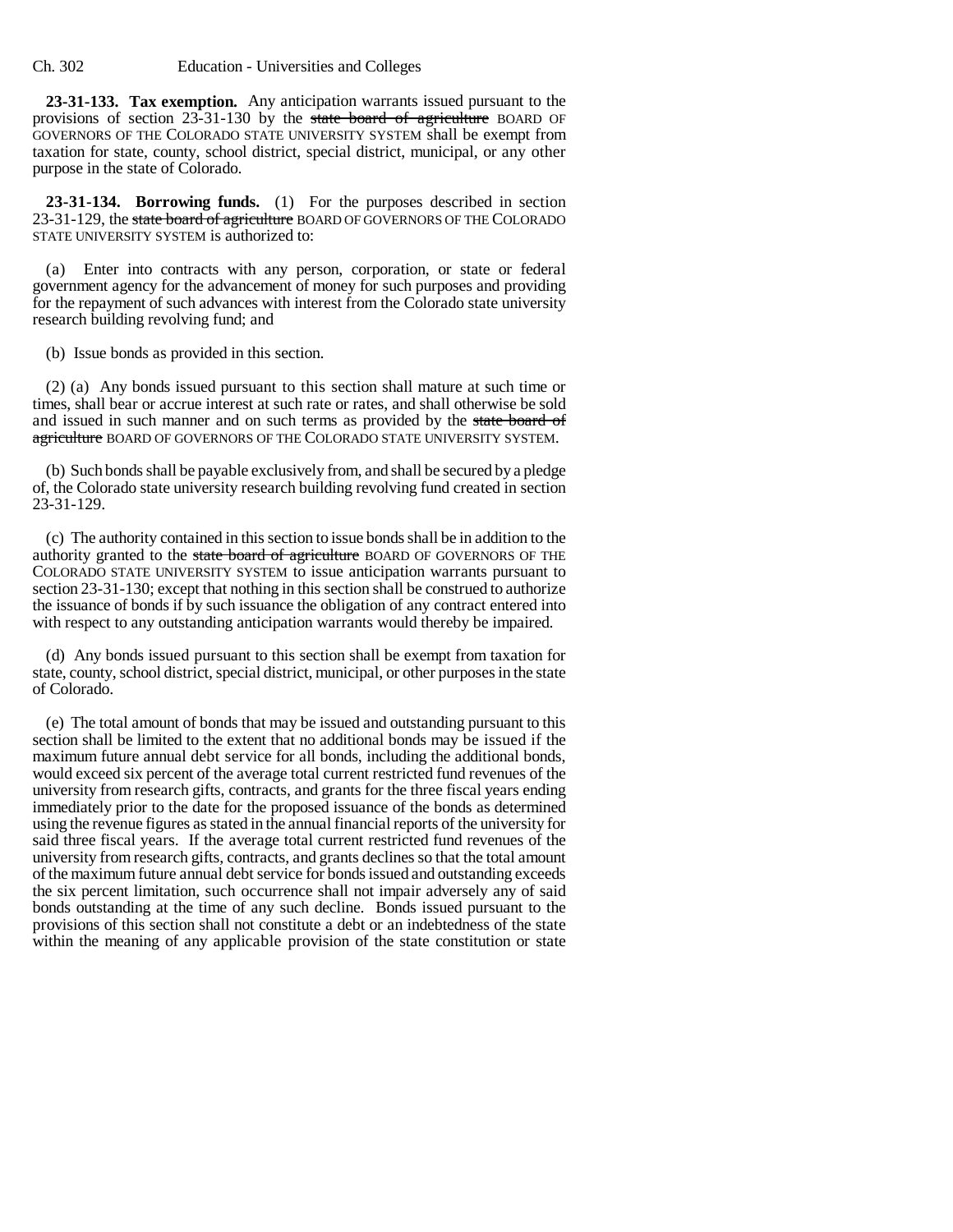**23-31-133. Tax exemption.** Any anticipation warrants issued pursuant to the provisions of section 23-31-130 by the ~~state board of agriculture~~ BOARD OF GOVERNORS OF THE COLORADO STATE UNIVERSITY SYSTEM shall be exempt from taxation for state, county, school district, special district, municipal, or any other purpose in the state of Colorado.

**23-31-134. Borrowing funds.** (1) For the purposes described in section 23-31-129, the ~~state board of agriculture~~ BOARD OF GOVERNORS OF THE COLORADO STATE UNIVERSITY SYSTEM is authorized to:

(a) Enter into contracts with any person, corporation, or state or federal government agency for the advancement of money for such purposes and providing for the repayment of such advances with interest from the Colorado state university research building revolving fund; and

(b) Issue bonds as provided in this section.

(2) (a) Any bonds issued pursuant to this section shall mature at such time or times, shall bear or accrue interest at such rate or rates, and shall otherwise be sold and issued in such manner and on such terms as provided by the ~~state board of agriculture~~ BOARD OF GOVERNORS OF THE COLORADO STATE UNIVERSITY SYSTEM.

(b) Such bonds shall be payable exclusively from, and shall be secured by a pledge of, the Colorado state university research building revolving fund created in section 23-31-129.

(c) The authority contained in this section to issue bonds shall be in addition to the authority granted to the ~~state board of agriculture~~ BOARD OF GOVERNORS OF THE COLORADO STATE UNIVERSITY SYSTEM to issue anticipation warrants pursuant to section 23-31-130; except that nothing in this section shall be construed to authorize the issuance of bonds if by such issuance the obligation of any contract entered into with respect to any outstanding anticipation warrants would thereby be impaired.

(d) Any bonds issued pursuant to this section shall be exempt from taxation for state, county, school district, special district, municipal, or other purposes in the state of Colorado.

(e) The total amount of bonds that may be issued and outstanding pursuant to this section shall be limited to the extent that no additional bonds may be issued if the maximum future annual debt service for all bonds, including the additional bonds, would exceed six percent of the average total current restricted fund revenues of the university from research gifts, contracts, and grants for the three fiscal years ending immediately prior to the date for the proposed issuance of the bonds as determined using the revenue figures as stated in the annual financial reports of the university for said three fiscal years. If the average total current restricted fund revenues of the university from research gifts, contracts, and grants declines so that the total amount of the maximum future annual debt service for bonds issued and outstanding exceeds the six percent limitation, such occurrence shall not impair adversely any of said bonds outstanding at the time of any such decline. Bonds issued pursuant to the provisions of this section shall not constitute a debt or an indebtedness of the state within the meaning of any applicable provision of the state constitution or state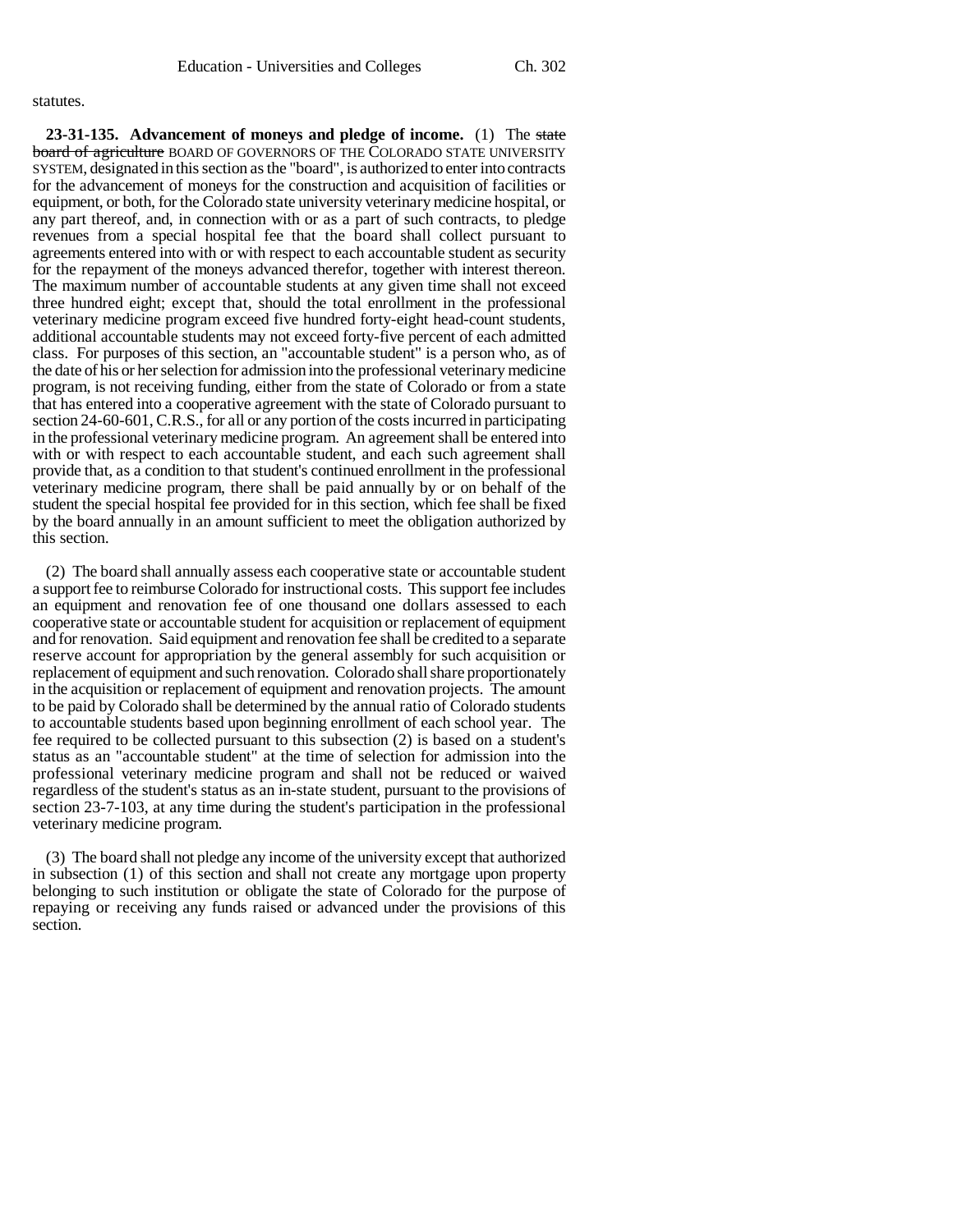statutes.

**23-31-135. Advancement of moneys and pledge of income.** (1) The ~~state board of agriculture~~ BOARD OF GOVERNORS OF THE COLORADO STATE UNIVERSITY SYSTEM, designated in this section as the "board", is authorized to enter into contracts for the advancement of moneys for the construction and acquisition of facilities or equipment, or both, for the Colorado state university veterinary medicine hospital, or any part thereof, and, in connection with or as a part of such contracts, to pledge revenues from a special hospital fee that the board shall collect pursuant to agreements entered into with or with respect to each accountable student as security for the repayment of the moneys advanced therefor, together with interest thereon. The maximum number of accountable students at any given time shall not exceed three hundred eight; except that, should the total enrollment in the professional veterinary medicine program exceed five hundred forty-eight head-count students, additional accountable students may not exceed forty-five percent of each admitted class. For purposes of this section, an "accountable student" is a person who, as of the date of his or her selection for admission into the professional veterinary medicine program, is not receiving funding, either from the state of Colorado or from a state that has entered into a cooperative agreement with the state of Colorado pursuant to section 24-60-601, C.R.S., for all or any portion of the costs incurred in participating in the professional veterinary medicine program. An agreement shall be entered into with or with respect to each accountable student, and each such agreement shall provide that, as a condition to that student's continued enrollment in the professional veterinary medicine program, there shall be paid annually by or on behalf of the student the special hospital fee provided for in this section, which fee shall be fixed by the board annually in an amount sufficient to meet the obligation authorized by this section.

(2) The board shall annually assess each cooperative state or accountable student a support fee to reimburse Colorado for instructional costs. This support fee includes an equipment and renovation fee of one thousand one dollars assessed to each cooperative state or accountable student for acquisition or replacement of equipment and for renovation. Said equipment and renovation fee shall be credited to a separate reserve account for appropriation by the general assembly for such acquisition or replacement of equipment and such renovation. Colorado shall share proportionately in the acquisition or replacement of equipment and renovation projects. The amount to be paid by Colorado shall be determined by the annual ratio of Colorado students to accountable students based upon beginning enrollment of each school year. The fee required to be collected pursuant to this subsection (2) is based on a student's status as an "accountable student" at the time of selection for admission into the professional veterinary medicine program and shall not be reduced or waived regardless of the student's status as an in-state student, pursuant to the provisions of section 23-7-103, at any time during the student's participation in the professional veterinary medicine program.

(3) The board shall not pledge any income of the university except that authorized in subsection (1) of this section and shall not create any mortgage upon property belonging to such institution or obligate the state of Colorado for the purpose of repaying or receiving any funds raised or advanced under the provisions of this section.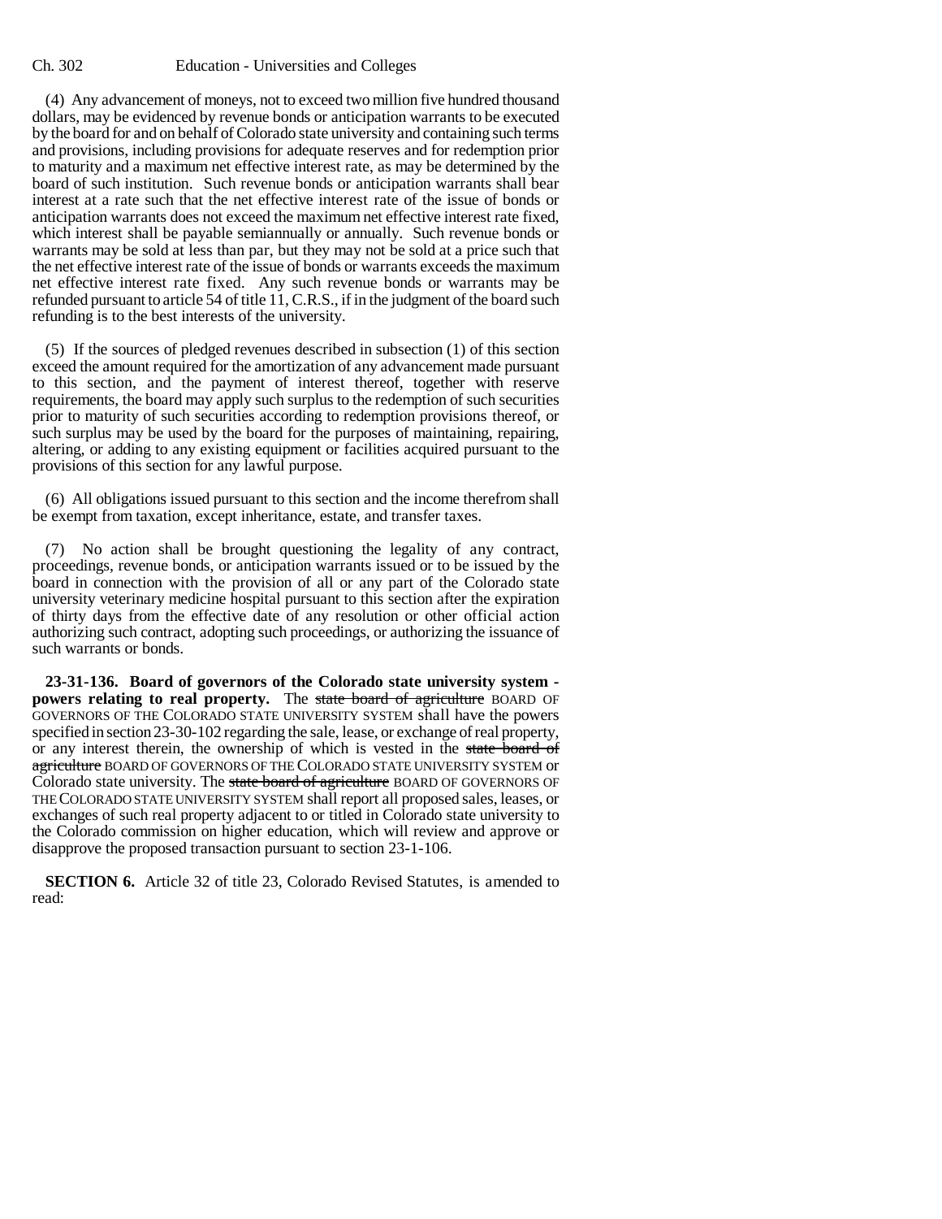(4) Any advancement of moneys, not to exceed two million five hundred thousand dollars, may be evidenced by revenue bonds or anticipation warrants to be executed by the board for and on behalf of Colorado state university and containing such terms and provisions, including provisions for adequate reserves and for redemption prior to maturity and a maximum net effective interest rate, as may be determined by the board of such institution. Such revenue bonds or anticipation warrants shall bear interest at a rate such that the net effective interest rate of the issue of bonds or anticipation warrants does not exceed the maximum net effective interest rate fixed, which interest shall be payable semiannually or annually. Such revenue bonds or warrants may be sold at less than par, but they may not be sold at a price such that the net effective interest rate of the issue of bonds or warrants exceeds the maximum net effective interest rate fixed. Any such revenue bonds or warrants may be refunded pursuant to article 54 of title 11, C.R.S., if in the judgment of the board such refunding is to the best interests of the university.

(5) If the sources of pledged revenues described in subsection (1) of this section exceed the amount required for the amortization of any advancement made pursuant to this section, and the payment of interest thereof, together with reserve requirements, the board may apply such surplus to the redemption of such securities prior to maturity of such securities according to redemption provisions thereof, or such surplus may be used by the board for the purposes of maintaining, repairing, altering, or adding to any existing equipment or facilities acquired pursuant to the provisions of this section for any lawful purpose.

(6) All obligations issued pursuant to this section and the income therefrom shall be exempt from taxation, except inheritance, estate, and transfer taxes.

(7) No action shall be brought questioning the legality of any contract, proceedings, revenue bonds, or anticipation warrants issued or to be issued by the board in connection with the provision of all or any part of the Colorado state university veterinary medicine hospital pursuant to this section after the expiration of thirty days from the effective date of any resolution or other official action authorizing such contract, adopting such proceedings, or authorizing the issuance of such warrants or bonds.

**23-31-136. Board of governors of the Colorado state university system - powers relating to real property.** The ~~state board of agriculture~~ BOARD OF GOVERNORS OF THE COLORADO STATE UNIVERSITY SYSTEM shall have the powers specified in section 23-30-102 regarding the sale, lease, or exchange of real property, or any interest therein, the ownership of which is vested in the ~~state board of agriculture~~ BOARD OF GOVERNORS OF THE COLORADO STATE UNIVERSITY SYSTEM or Colorado state university. The ~~state board of agriculture~~ BOARD OF GOVERNORS OF THE COLORADO STATE UNIVERSITY SYSTEM shall report all proposed sales, leases, or exchanges of such real property adjacent to or titled in Colorado state university to the Colorado commission on higher education, which will review and approve or disapprove the proposed transaction pursuant to section 23-1-106.

**SECTION 6.** Article 32 of title 23, Colorado Revised Statutes, is amended to read: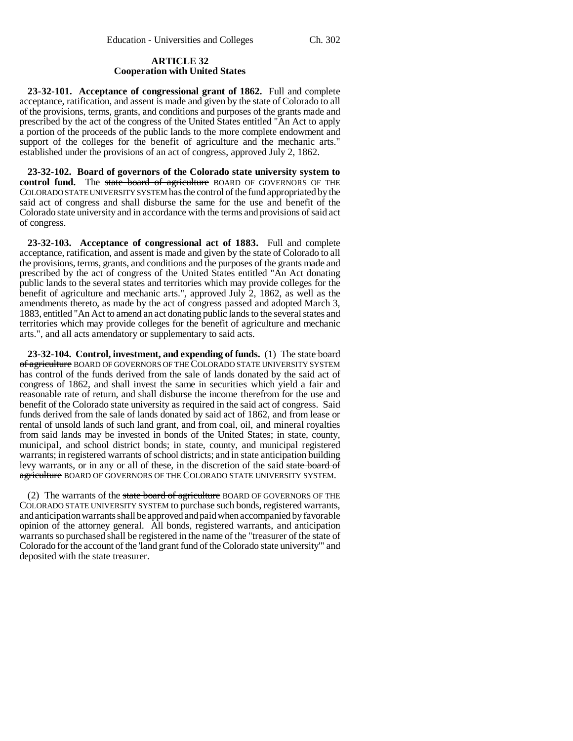## ARTICLE 32
## Cooperation with United States

**23-32-101. Acceptance of congressional grant of 1862.** Full and complete acceptance, ratification, and assent is made and given by the state of Colorado to all of the provisions, terms, grants, and conditions and purposes of the grants made and prescribed by the act of the congress of the United States entitled "An Act to apply a portion of the proceeds of the public lands to the more complete endowment and support of the colleges for the benefit of agriculture and the mechanic arts." established under the provisions of an act of congress, approved July 2, 1862.

**23-32-102. Board of governors of the Colorado state university system to control fund.** The ~~state board of agriculture~~ BOARD OF GOVERNORS OF THE COLORADO STATE UNIVERSITY SYSTEM has the control of the fund appropriated by the said act of congress and shall disburse the same for the use and benefit of the Colorado state university and in accordance with the terms and provisions of said act of congress.

**23-32-103. Acceptance of congressional act of 1883.** Full and complete acceptance, ratification, and assent is made and given by the state of Colorado to all the provisions, terms, grants, and conditions and the purposes of the grants made and prescribed by the act of congress of the United States entitled "An Act donating public lands to the several states and territories which may provide colleges for the benefit of agriculture and mechanic arts.", approved July 2, 1862, as well as the amendments thereto, as made by the act of congress passed and adopted March 3, 1883, entitled "An Act to amend an act donating public lands to the several states and territories which may provide colleges for the benefit of agriculture and mechanic arts.", and all acts amendatory or supplementary to said acts.

**23-32-104. Control, investment, and expending of funds.** (1) The ~~state board of agriculture~~ BOARD OF GOVERNORS OF THE COLORADO STATE UNIVERSITY SYSTEM has control of the funds derived from the sale of lands donated by the said act of congress of 1862, and shall invest the same in securities which yield a fair and reasonable rate of return, and shall disburse the income therefrom for the use and benefit of the Colorado state university as required in the said act of congress. Said funds derived from the sale of lands donated by said act of 1862, and from lease or rental of unsold lands of such land grant, and from coal, oil, and mineral royalties from said lands may be invested in bonds of the United States; in state, county, municipal, and school district bonds; in state, county, and municipal registered warrants; in registered warrants of school districts; and in state anticipation building levy warrants, or in any or all of these, in the discretion of the said ~~state board of agriculture~~ BOARD OF GOVERNORS OF THE COLORADO STATE UNIVERSITY SYSTEM.

(2) The warrants of the ~~state board of agriculture~~ BOARD OF GOVERNORS OF THE COLORADO STATE UNIVERSITY SYSTEM to purchase such bonds, registered warrants, and anticipation warrants shall be approved and paid when accompanied by favorable opinion of the attorney general. All bonds, registered warrants, and anticipation warrants so purchased shall be registered in the name of the "treasurer of the state of Colorado for the account of the 'land grant fund of the Colorado state university'" and deposited with the state treasurer.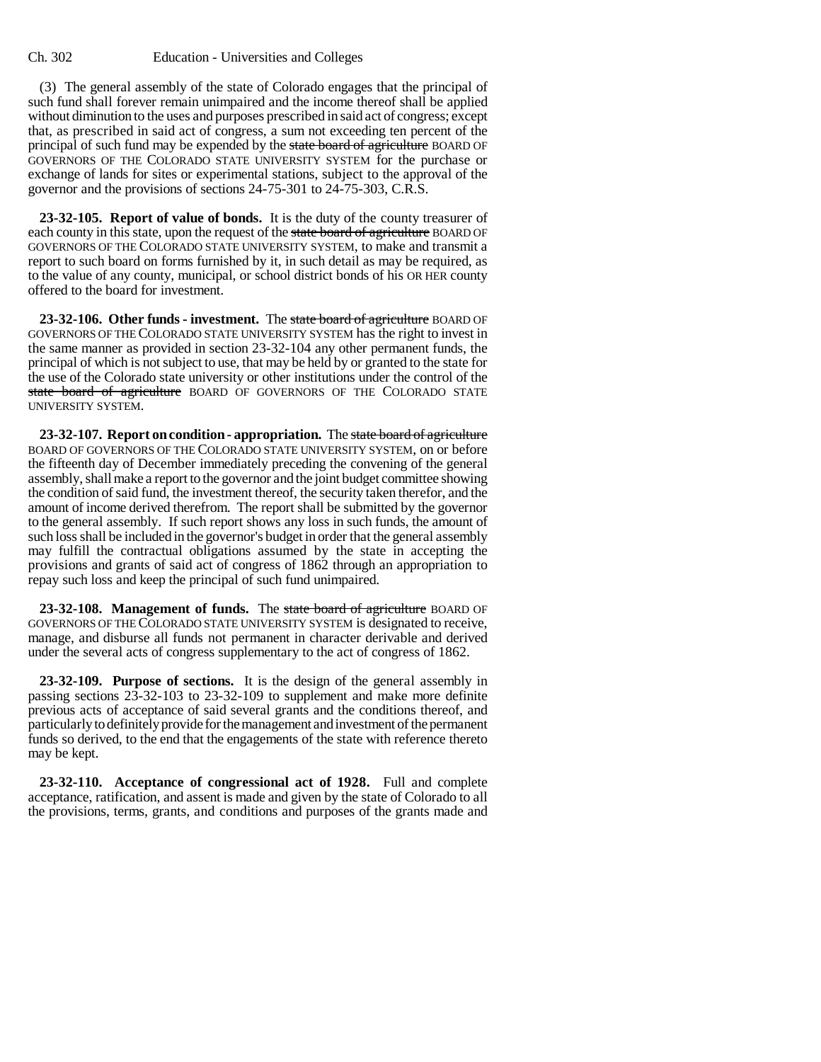(3) The general assembly of the state of Colorado engages that the principal of such fund shall forever remain unimpaired and the income thereof shall be applied without diminution to the uses and purposes prescribed in said act of congress; except that, as prescribed in said act of congress, a sum not exceeding ten percent of the principal of such fund may be expended by the ~~state board of agriculture~~ BOARD OF GOVERNORS OF THE COLORADO STATE UNIVERSITY SYSTEM for the purchase or exchange of lands for sites or experimental stations, subject to the approval of the governor and the provisions of sections 24-75-301 to 24-75-303, C.R.S.

**23-32-105. Report of value of bonds.** It is the duty of the county treasurer of each county in this state, upon the request of the ~~state board of agriculture~~ BOARD OF GOVERNORS OF THE COLORADO STATE UNIVERSITY SYSTEM, to make and transmit a report to such board on forms furnished by it, in such detail as may be required, as to the value of any county, municipal, or school district bonds of his OR HER county offered to the board for investment.

**23-32-106. Other funds - investment.** The ~~state board of agriculture~~ BOARD OF GOVERNORS OF THE COLORADO STATE UNIVERSITY SYSTEM has the right to invest in the same manner as provided in section 23-32-104 any other permanent funds, the principal of which is not subject to use, that may be held by or granted to the state for the use of the Colorado state university or other institutions under the control of the ~~state board of agriculture~~ BOARD OF GOVERNORS OF THE COLORADO STATE UNIVERSITY SYSTEM.

**23-32-107. Report on condition - appropriation.** The ~~state board of agriculture~~ BOARD OF GOVERNORS OF THE COLORADO STATE UNIVERSITY SYSTEM, on or before the fifteenth day of December immediately preceding the convening of the general assembly, shall make a report to the governor and the joint budget committee showing the condition of said fund, the investment thereof, the security taken therefor, and the amount of income derived therefrom. The report shall be submitted by the governor to the general assembly. If such report shows any loss in such funds, the amount of such loss shall be included in the governor's budget in order that the general assembly may fulfill the contractual obligations assumed by the state in accepting the provisions and grants of said act of congress of 1862 through an appropriation to repay such loss and keep the principal of such fund unimpaired.

**23-32-108. Management of funds.** The ~~state board of agriculture~~ BOARD OF GOVERNORS OF THE COLORADO STATE UNIVERSITY SYSTEM is designated to receive, manage, and disburse all funds not permanent in character derivable and derived under the several acts of congress supplementary to the act of congress of 1862.

**23-32-109. Purpose of sections.** It is the design of the general assembly in passing sections 23-32-103 to 23-32-109 to supplement and make more definite previous acts of acceptance of said several grants and the conditions thereof, and particularly to definitely provide for the management and investment of the permanent funds so derived, to the end that the engagements of the state with reference thereto may be kept.

**23-32-110. Acceptance of congressional act of 1928.** Full and complete acceptance, ratification, and assent is made and given by the state of Colorado to all the provisions, terms, grants, and conditions and purposes of the grants made and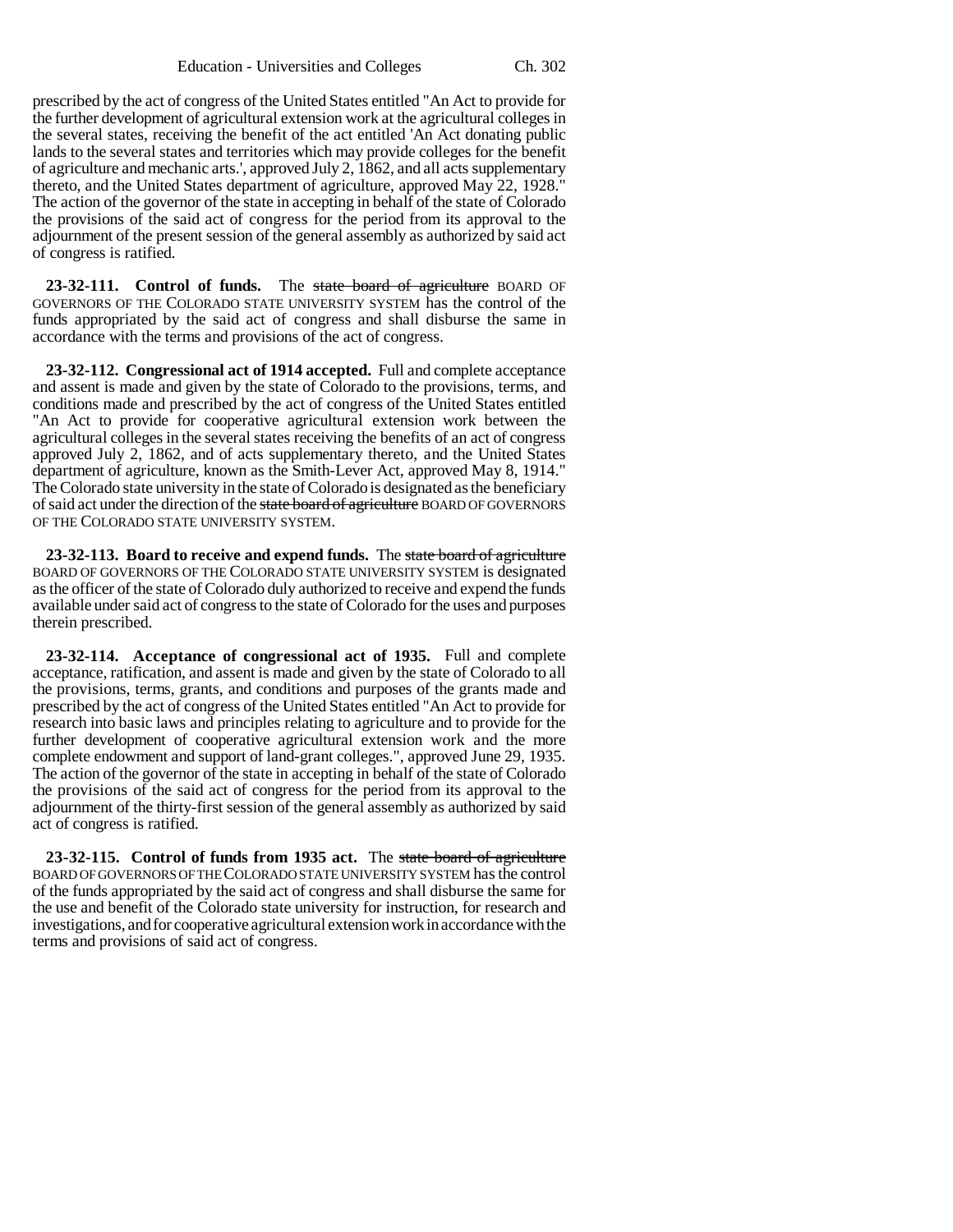prescribed by the act of congress of the United States entitled "An Act to provide for the further development of agricultural extension work at the agricultural colleges in the several states, receiving the benefit of the act entitled 'An Act donating public lands to the several states and territories which may provide colleges for the benefit of agriculture and mechanic arts.', approved July 2, 1862, and all acts supplementary thereto, and the United States department of agriculture, approved May 22, 1928." The action of the governor of the state in accepting in behalf of the state of Colorado the provisions of the said act of congress for the period from its approval to the adjournment of the present session of the general assembly as authorized by said act of congress is ratified.

**23-32-111. Control of funds.** The ~~state board of agriculture~~ BOARD OF GOVERNORS OF THE COLORADO STATE UNIVERSITY SYSTEM has the control of the funds appropriated by the said act of congress and shall disburse the same in accordance with the terms and provisions of the act of congress.

**23-32-112. Congressional act of 1914 accepted.** Full and complete acceptance and assent is made and given by the state of Colorado to the provisions, terms, and conditions made and prescribed by the act of congress of the United States entitled "An Act to provide for cooperative agricultural extension work between the agricultural colleges in the several states receiving the benefits of an act of congress approved July 2, 1862, and of acts supplementary thereto, and the United States department of agriculture, known as the Smith-Lever Act, approved May 8, 1914." The Colorado state university in the state of Colorado is designated as the beneficiary of said act under the direction of the ~~state board of agriculture~~ BOARD OF GOVERNORS OF THE COLORADO STATE UNIVERSITY SYSTEM.

**23-32-113. Board to receive and expend funds.** The ~~state board of agriculture~~ BOARD OF GOVERNORS OF THE COLORADO STATE UNIVERSITY SYSTEM is designated as the officer of the state of Colorado duly authorized to receive and expend the funds available under said act of congress to the state of Colorado for the uses and purposes therein prescribed.

**23-32-114. Acceptance of congressional act of 1935.** Full and complete acceptance, ratification, and assent is made and given by the state of Colorado to all the provisions, terms, grants, and conditions and purposes of the grants made and prescribed by the act of congress of the United States entitled "An Act to provide for research into basic laws and principles relating to agriculture and to provide for the further development of cooperative agricultural extension work and the more complete endowment and support of land-grant colleges.", approved June 29, 1935. The action of the governor of the state in accepting in behalf of the state of Colorado the provisions of the said act of congress for the period from its approval to the adjournment of the thirty-first session of the general assembly as authorized by said act of congress is ratified.

**23-32-115. Control of funds from 1935 act.** The ~~state board of agriculture~~ BOARD OF GOVERNORS OF THE COLORADO STATE UNIVERSITY SYSTEM has the control of the funds appropriated by the said act of congress and shall disburse the same for the use and benefit of the Colorado state university for instruction, for research and investigations, and for cooperative agricultural extension work in accordance with the terms and provisions of said act of congress.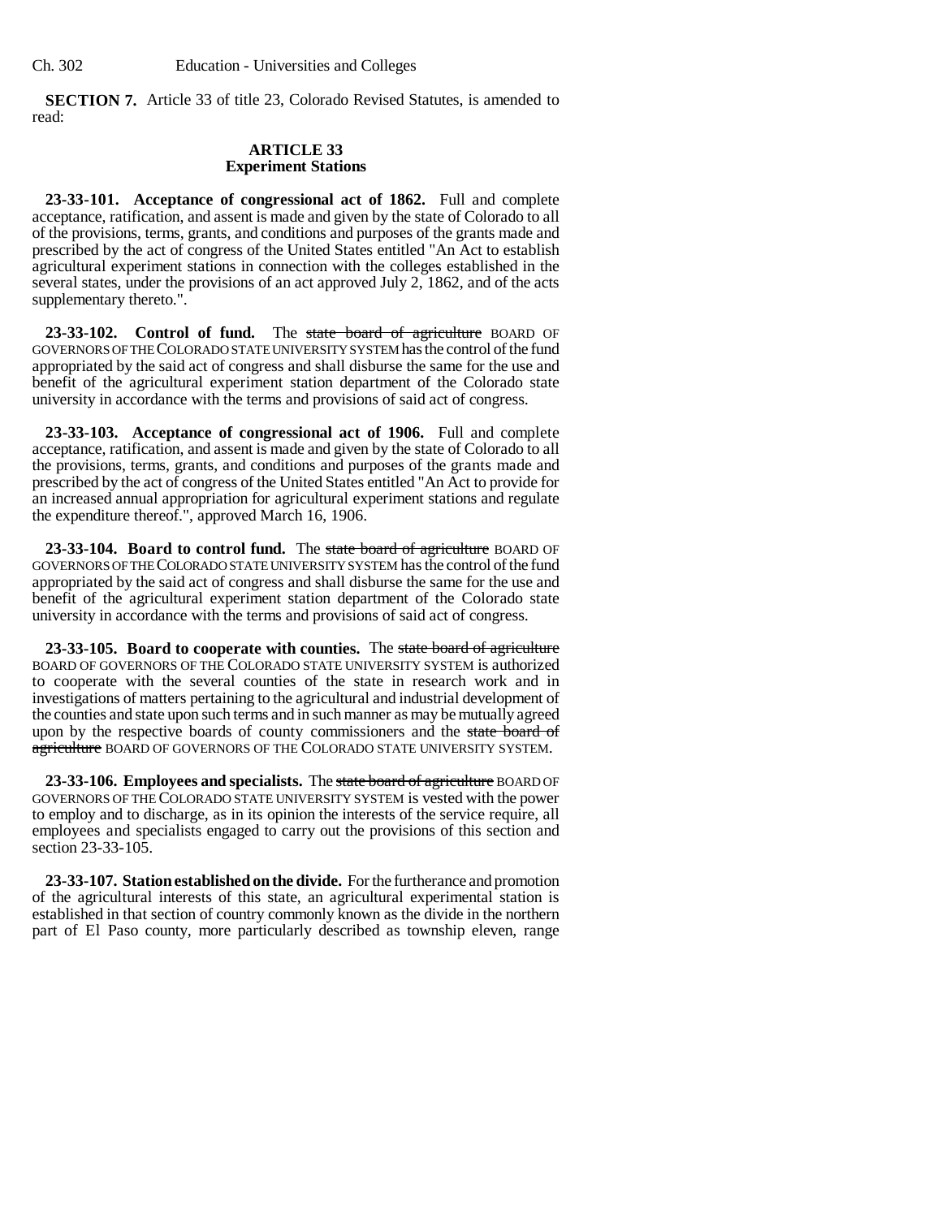**SECTION 7.** Article 33 of title 23, Colorado Revised Statutes, is amended to read:

**ARTICLE 33**
**Experiment Stations**

**23-33-101. Acceptance of congressional act of 1862.** Full and complete acceptance, ratification, and assent is made and given by the state of Colorado to all of the provisions, terms, grants, and conditions and purposes of the grants made and prescribed by the act of congress of the United States entitled "An Act to establish agricultural experiment stations in connection with the colleges established in the several states, under the provisions of an act approved July 2, 1862, and of the acts supplementary thereto.".

**23-33-102. Control of fund.** The ~~state board of agriculture~~ BOARD OF GOVERNORS OF THE COLORADO STATE UNIVERSITY SYSTEM has the control of the fund appropriated by the said act of congress and shall disburse the same for the use and benefit of the agricultural experiment station department of the Colorado state university in accordance with the terms and provisions of said act of congress.

**23-33-103. Acceptance of congressional act of 1906.** Full and complete acceptance, ratification, and assent is made and given by the state of Colorado to all the provisions, terms, grants, and conditions and purposes of the grants made and prescribed by the act of congress of the United States entitled "An Act to provide for an increased annual appropriation for agricultural experiment stations and regulate the expenditure thereof.", approved March 16, 1906.

**23-33-104. Board to control fund.** The ~~state board of agriculture~~ BOARD OF GOVERNORS OF THE COLORADO STATE UNIVERSITY SYSTEM has the control of the fund appropriated by the said act of congress and shall disburse the same for the use and benefit of the agricultural experiment station department of the Colorado state university in accordance with the terms and provisions of said act of congress.

**23-33-105. Board to cooperate with counties.** The ~~state board of agriculture~~ BOARD OF GOVERNORS OF THE COLORADO STATE UNIVERSITY SYSTEM is authorized to cooperate with the several counties of the state in research work and in investigations of matters pertaining to the agricultural and industrial development of the counties and state upon such terms and in such manner as may be mutually agreed upon by the respective boards of county commissioners and the ~~state board of agriculture~~ BOARD OF GOVERNORS OF THE COLORADO STATE UNIVERSITY SYSTEM.

**23-33-106. Employees and specialists.** The ~~state board of agriculture~~ BOARD OF GOVERNORS OF THE COLORADO STATE UNIVERSITY SYSTEM is vested with the power to employ and to discharge, as in its opinion the interests of the service require, all employees and specialists engaged to carry out the provisions of this section and section 23-33-105.

**23-33-107. Station established on the divide.** For the furtherance and promotion of the agricultural interests of this state, an agricultural experimental station is established in that section of country commonly known as the divide in the northern part of El Paso county, more particularly described as township eleven, range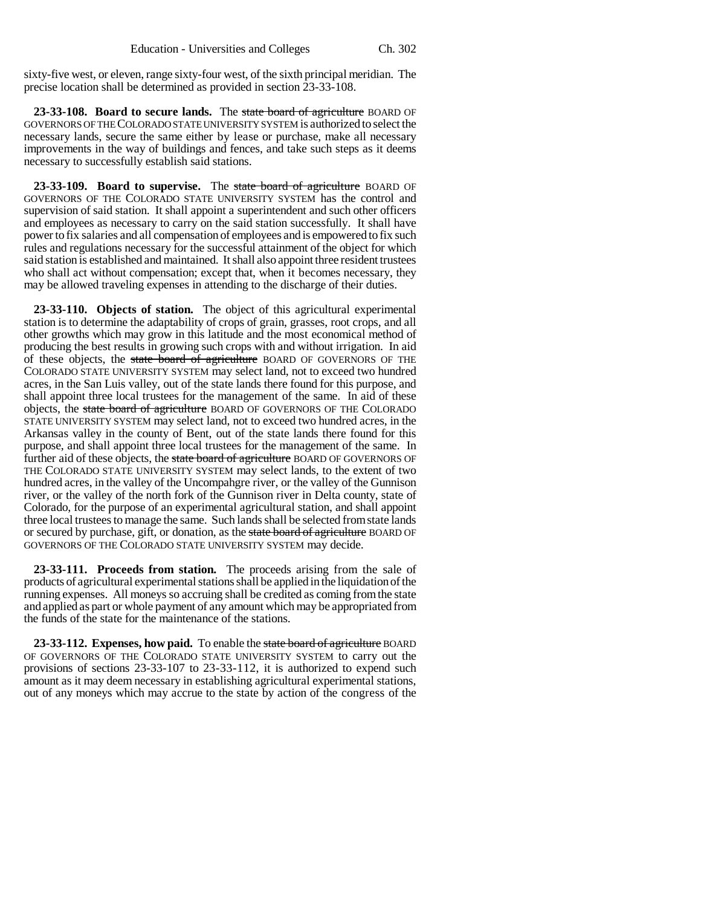sixty-five west, or eleven, range sixty-four west, of the sixth principal meridian. The precise location shall be determined as provided in section 23-33-108.

**23-33-108. Board to secure lands.** The ~~state board of agriculture~~ BOARD OF GOVERNORS OF THE COLORADO STATE UNIVERSITY SYSTEM is authorized to select the necessary lands, secure the same either by lease or purchase, make all necessary improvements in the way of buildings and fences, and take such steps as it deems necessary to successfully establish said stations.

**23-33-109. Board to supervise.** The ~~state board of agriculture~~ BOARD OF GOVERNORS OF THE COLORADO STATE UNIVERSITY SYSTEM has the control and supervision of said station. It shall appoint a superintendent and such other officers and employees as necessary to carry on the said station successfully. It shall have power to fix salaries and all compensation of employees and is empowered to fix such rules and regulations necessary for the successful attainment of the object for which said station is established and maintained. It shall also appoint three resident trustees who shall act without compensation; except that, when it becomes necessary, they may be allowed traveling expenses in attending to the discharge of their duties.

**23-33-110. Objects of station.** The object of this agricultural experimental station is to determine the adaptability of crops of grain, grasses, root crops, and all other growths which may grow in this latitude and the most economical method of producing the best results in growing such crops with and without irrigation. In aid of these objects, the ~~state board of agriculture~~ BOARD OF GOVERNORS OF THE COLORADO STATE UNIVERSITY SYSTEM may select land, not to exceed two hundred acres, in the San Luis valley, out of the state lands there found for this purpose, and shall appoint three local trustees for the management of the same. In aid of these objects, the ~~state board of agriculture~~ BOARD OF GOVERNORS OF THE COLORADO STATE UNIVERSITY SYSTEM may select land, not to exceed two hundred acres, in the Arkansas valley in the county of Bent, out of the state lands there found for this purpose, and shall appoint three local trustees for the management of the same. In further aid of these objects, the ~~state board of agriculture~~ BOARD OF GOVERNORS OF THE COLORADO STATE UNIVERSITY SYSTEM may select lands, to the extent of two hundred acres, in the valley of the Uncompahgre river, or the valley of the Gunnison river, or the valley of the north fork of the Gunnison river in Delta county, state of Colorado, for the purpose of an experimental agricultural station, and shall appoint three local trustees to manage the same. Such lands shall be selected from state lands or secured by purchase, gift, or donation, as the ~~state board of agriculture~~ BOARD OF GOVERNORS OF THE COLORADO STATE UNIVERSITY SYSTEM may decide.

**23-33-111. Proceeds from station.** The proceeds arising from the sale of products of agricultural experimental stations shall be applied in the liquidation of the running expenses. All moneys so accruing shall be credited as coming from the state and applied as part or whole payment of any amount which may be appropriated from the funds of the state for the maintenance of the stations.

**23-33-112. Expenses, how paid.** To enable the ~~state board of agriculture~~ BOARD OF GOVERNORS OF THE COLORADO STATE UNIVERSITY SYSTEM to carry out the provisions of sections 23-33-107 to 23-33-112, it is authorized to expend such amount as it may deem necessary in establishing agricultural experimental stations, out of any moneys which may accrue to the state by action of the congress of the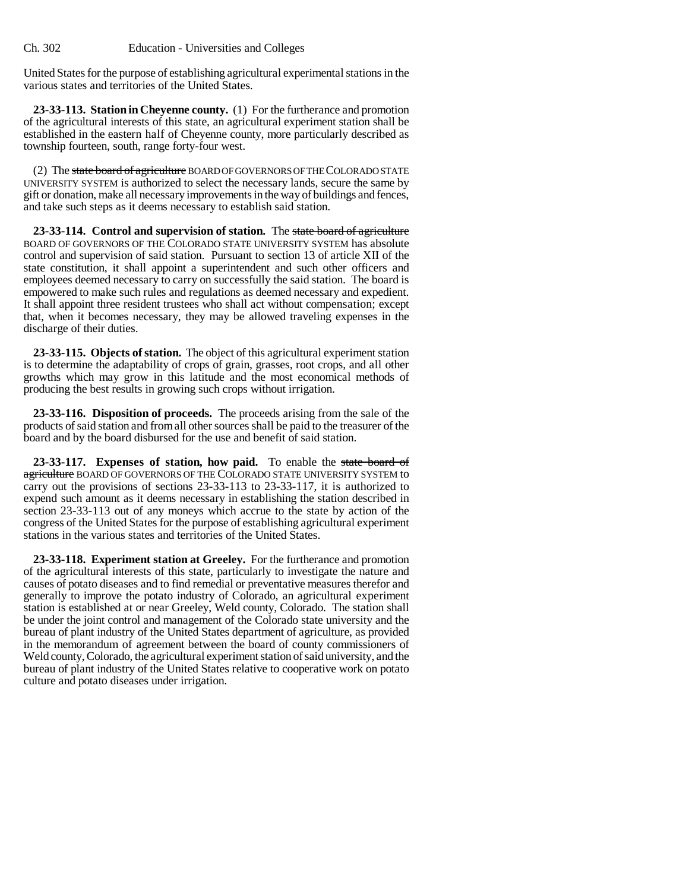United States for the purpose of establishing agricultural experimental stations in the various states and territories of the United States.

**23-33-113. Station in Cheyenne county.** (1) For the furtherance and promotion of the agricultural interests of this state, an agricultural experiment station shall be established in the eastern half of Cheyenne county, more particularly described as township fourteen, south, range forty-four west.

(2) The ~~state board of agriculture~~ BOARD OF GOVERNORS OF THE COLORADO STATE UNIVERSITY SYSTEM is authorized to select the necessary lands, secure the same by gift or donation, make all necessary improvements in the way of buildings and fences, and take such steps as it deems necessary to establish said station.

**23-33-114. Control and supervision of station.** The ~~state board of agriculture~~ BOARD OF GOVERNORS OF THE COLORADO STATE UNIVERSITY SYSTEM has absolute control and supervision of said station. Pursuant to section 13 of article XII of the state constitution, it shall appoint a superintendent and such other officers and employees deemed necessary to carry on successfully the said station. The board is empowered to make such rules and regulations as deemed necessary and expedient. It shall appoint three resident trustees who shall act without compensation; except that, when it becomes necessary, they may be allowed traveling expenses in the discharge of their duties.

**23-33-115. Objects of station.** The object of this agricultural experiment station is to determine the adaptability of crops of grain, grasses, root crops, and all other growths which may grow in this latitude and the most economical methods of producing the best results in growing such crops without irrigation.

**23-33-116. Disposition of proceeds.** The proceeds arising from the sale of the products of said station and from all other sources shall be paid to the treasurer of the board and by the board disbursed for the use and benefit of said station.

**23-33-117. Expenses of station, how paid.** To enable the ~~state board of agriculture~~ BOARD OF GOVERNORS OF THE COLORADO STATE UNIVERSITY SYSTEM to carry out the provisions of sections 23-33-113 to 23-33-117, it is authorized to expend such amount as it deems necessary in establishing the station described in section 23-33-113 out of any moneys which accrue to the state by action of the congress of the United States for the purpose of establishing agricultural experiment stations in the various states and territories of the United States.

**23-33-118. Experiment station at Greeley.** For the furtherance and promotion of the agricultural interests of this state, particularly to investigate the nature and causes of potato diseases and to find remedial or preventative measures therefor and generally to improve the potato industry of Colorado, an agricultural experiment station is established at or near Greeley, Weld county, Colorado. The station shall be under the joint control and management of the Colorado state university and the bureau of plant industry of the United States department of agriculture, as provided in the memorandum of agreement between the board of county commissioners of Weld county, Colorado, the agricultural experiment station of said university, and the bureau of plant industry of the United States relative to cooperative work on potato culture and potato diseases under irrigation.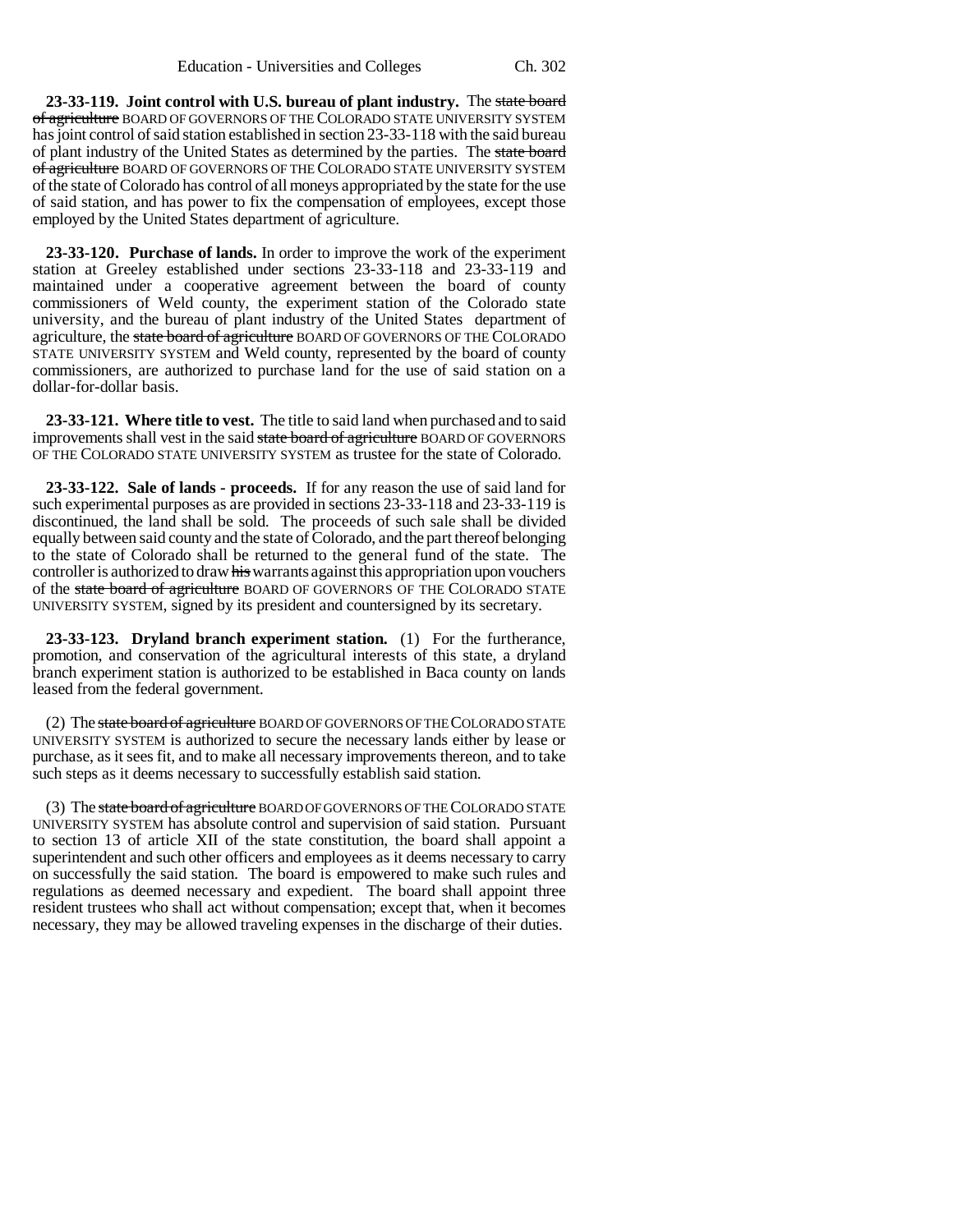**23-33-119. Joint control with U.S. bureau of plant industry.** The ~~state board of agriculture~~ BOARD OF GOVERNORS OF THE COLORADO STATE UNIVERSITY SYSTEM has joint control of said station established in section 23-33-118 with the said bureau of plant industry of the United States as determined by the parties. The ~~state board of agriculture~~ BOARD OF GOVERNORS OF THE COLORADO STATE UNIVERSITY SYSTEM of the state of Colorado has control of all moneys appropriated by the state for the use of said station, and has power to fix the compensation of employees, except those employed by the United States department of agriculture.

**23-33-120. Purchase of lands.** In order to improve the work of the experiment station at Greeley established under sections 23-33-118 and 23-33-119 and maintained under a cooperative agreement between the board of county commissioners of Weld county, the experiment station of the Colorado state university, and the bureau of plant industry of the United States department of agriculture, the ~~state board of agriculture~~ BOARD OF GOVERNORS OF THE COLORADO STATE UNIVERSITY SYSTEM and Weld county, represented by the board of county commissioners, are authorized to purchase land for the use of said station on a dollar-for-dollar basis.

**23-33-121. Where title to vest.** The title to said land when purchased and to said improvements shall vest in the said ~~state board of agriculture~~ BOARD OF GOVERNORS OF THE COLORADO STATE UNIVERSITY SYSTEM as trustee for the state of Colorado.

**23-33-122. Sale of lands - proceeds.** If for any reason the use of said land for such experimental purposes as are provided in sections 23-33-118 and 23-33-119 is discontinued, the land shall be sold. The proceeds of such sale shall be divided equally between said county and the state of Colorado, and the part thereof belonging to the state of Colorado shall be returned to the general fund of the state. The controller is authorized to draw ~~his~~ warrants against this appropriation upon vouchers of the ~~state board of agriculture~~ BOARD OF GOVERNORS OF THE COLORADO STATE UNIVERSITY SYSTEM, signed by its president and countersigned by its secretary.

**23-33-123. Dryland branch experiment station.** (1) For the furtherance, promotion, and conservation of the agricultural interests of this state, a dryland branch experiment station is authorized to be established in Baca county on lands leased from the federal government.

(2) The ~~state board of agriculture~~ BOARD OF GOVERNORS OF THE COLORADO STATE UNIVERSITY SYSTEM is authorized to secure the necessary lands either by lease or purchase, as it sees fit, and to make all necessary improvements thereon, and to take such steps as it deems necessary to successfully establish said station.

(3) The ~~state board of agriculture~~ BOARD OF GOVERNORS OF THE COLORADO STATE UNIVERSITY SYSTEM has absolute control and supervision of said station. Pursuant to section 13 of article XII of the state constitution, the board shall appoint a superintendent and such other officers and employees as it deems necessary to carry on successfully the said station. The board is empowered to make such rules and regulations as deemed necessary and expedient. The board shall appoint three resident trustees who shall act without compensation; except that, when it becomes necessary, they may be allowed traveling expenses in the discharge of their duties.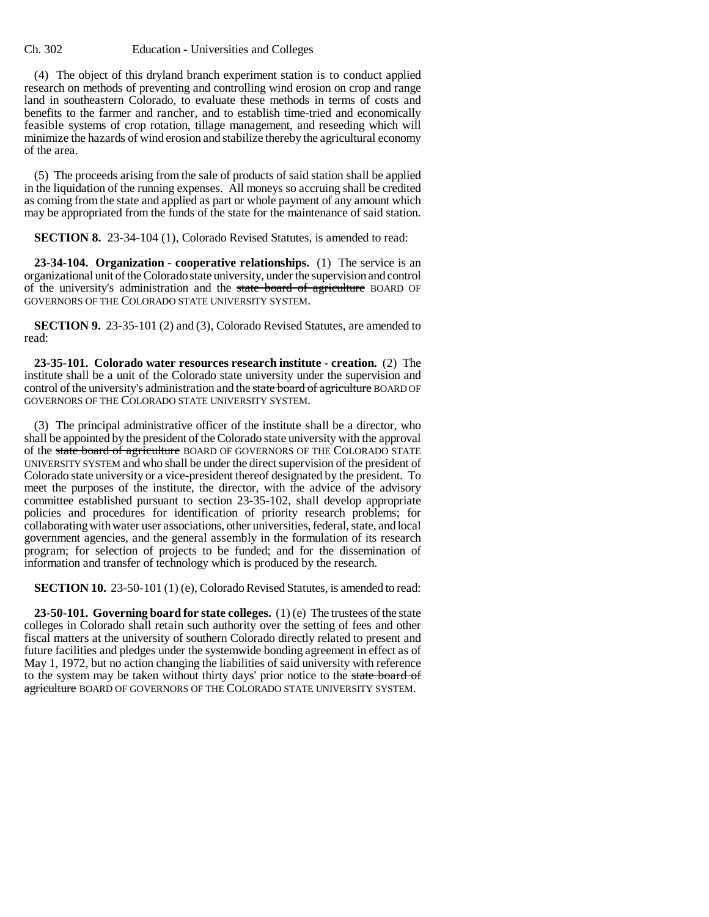(4) The object of this dryland branch experiment station is to conduct applied research on methods of preventing and controlling wind erosion on crop and range land in southeastern Colorado, to evaluate these methods in terms of costs and benefits to the farmer and rancher, and to establish time-tried and economically feasible systems of crop rotation, tillage management, and reseeding which will minimize the hazards of wind erosion and stabilize thereby the agricultural economy of the area.

(5) The proceeds arising from the sale of products of said station shall be applied in the liquidation of the running expenses. All moneys so accruing shall be credited as coming from the state and applied as part or whole payment of any amount which may be appropriated from the funds of the state for the maintenance of said station.

**SECTION 8.** 23-34-104 (1), Colorado Revised Statutes, is amended to read:

**23-34-104. Organization - cooperative relationships.** (1) The service is an organizational unit of the Colorado state university, under the supervision and control of the university's administration and the ~~state board of agriculture~~ BOARD OF GOVERNORS OF THE COLORADO STATE UNIVERSITY SYSTEM.

**SECTION 9.** 23-35-101 (2) and (3), Colorado Revised Statutes, are amended to read:

**23-35-101. Colorado water resources research institute - creation.** (2) The institute shall be a unit of the Colorado state university under the supervision and control of the university's administration and the ~~state board of agriculture~~ BOARD OF GOVERNORS OF THE COLORADO STATE UNIVERSITY SYSTEM.

(3) The principal administrative officer of the institute shall be a director, who shall be appointed by the president of the Colorado state university with the approval of the ~~state board of agriculture~~ BOARD OF GOVERNORS OF THE COLORADO STATE UNIVERSITY SYSTEM and who shall be under the direct supervision of the president of Colorado state university or a vice-president thereof designated by the president. To meet the purposes of the institute, the director, with the advice of the advisory committee established pursuant to section 23-35-102, shall develop appropriate policies and procedures for identification of priority research problems; for collaborating with water user associations, other universities, federal, state, and local government agencies, and the general assembly in the formulation of its research program; for selection of projects to be funded; and for the dissemination of information and transfer of technology which is produced by the research.

**SECTION 10.** 23-50-101 (1) (e), Colorado Revised Statutes, is amended to read:

**23-50-101. Governing board for state colleges.** (1) (e) The trustees of the state colleges in Colorado shall retain such authority over the setting of fees and other fiscal matters at the university of southern Colorado directly related to present and future facilities and pledges under the systemwide bonding agreement in effect as of May 1, 1972, but no action changing the liabilities of said university with reference to the system may be taken without thirty days' prior notice to the ~~state board of agriculture~~ BOARD OF GOVERNORS OF THE COLORADO STATE UNIVERSITY SYSTEM.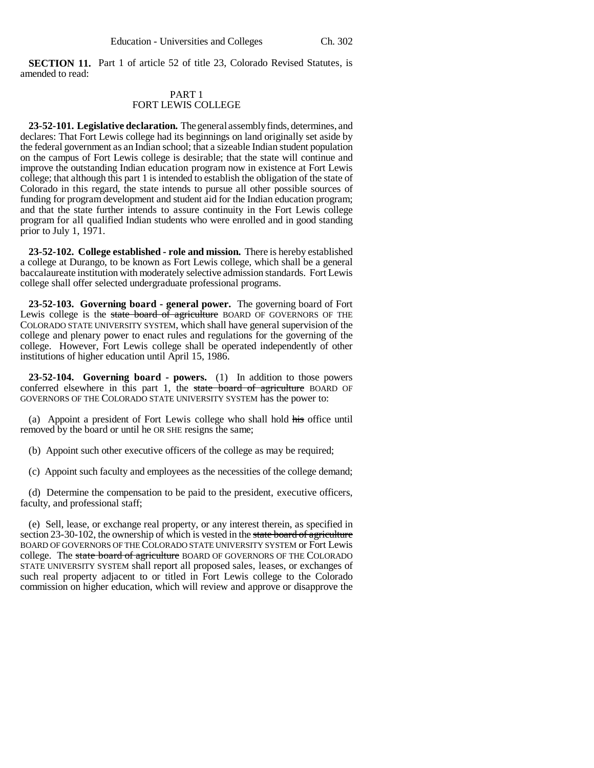**SECTION 11.** Part 1 of article 52 of title 23, Colorado Revised Statutes, is amended to read:

PART 1
FORT LEWIS COLLEGE

**23-52-101. Legislative declaration.** The general assembly finds, determines, and declares: That Fort Lewis college had its beginnings on land originally set aside by the federal government as an Indian school; that a sizeable Indian student population on the campus of Fort Lewis college is desirable; that the state will continue and improve the outstanding Indian education program now in existence at Fort Lewis college; that although this part 1 is intended to establish the obligation of the state of Colorado in this regard, the state intends to pursue all other possible sources of funding for program development and student aid for the Indian education program; and that the state further intends to assure continuity in the Fort Lewis college program for all qualified Indian students who were enrolled and in good standing prior to July 1, 1971.

**23-52-102. College established - role and mission.** There is hereby established a college at Durango, to be known as Fort Lewis college, which shall be a general baccalaureate institution with moderately selective admission standards. Fort Lewis college shall offer selected undergraduate professional programs.

**23-52-103. Governing board - general power.** The governing board of Fort Lewis college is the ~~state board of agriculture~~ BOARD OF GOVERNORS OF THE COLORADO STATE UNIVERSITY SYSTEM, which shall have general supervision of the college and plenary power to enact rules and regulations for the governing of the college. However, Fort Lewis college shall be operated independently of other institutions of higher education until April 15, 1986.

**23-52-104. Governing board - powers.** (1) In addition to those powers conferred elsewhere in this part 1, the ~~state board of agriculture~~ BOARD OF GOVERNORS OF THE COLORADO STATE UNIVERSITY SYSTEM has the power to:

(a) Appoint a president of Fort Lewis college who shall hold ~~his~~ office until removed by the board or until he OR SHE resigns the same;

(b) Appoint such other executive officers of the college as may be required;

(c) Appoint such faculty and employees as the necessities of the college demand;

(d) Determine the compensation to be paid to the president, executive officers, faculty, and professional staff;

(e) Sell, lease, or exchange real property, or any interest therein, as specified in section 23-30-102, the ownership of which is vested in the ~~state board of agriculture~~ BOARD OF GOVERNORS OF THE COLORADO STATE UNIVERSITY SYSTEM or Fort Lewis college. The ~~state board of agriculture~~ BOARD OF GOVERNORS OF THE COLORADO STATE UNIVERSITY SYSTEM shall report all proposed sales, leases, or exchanges of such real property adjacent to or titled in Fort Lewis college to the Colorado commission on higher education, which will review and approve or disapprove the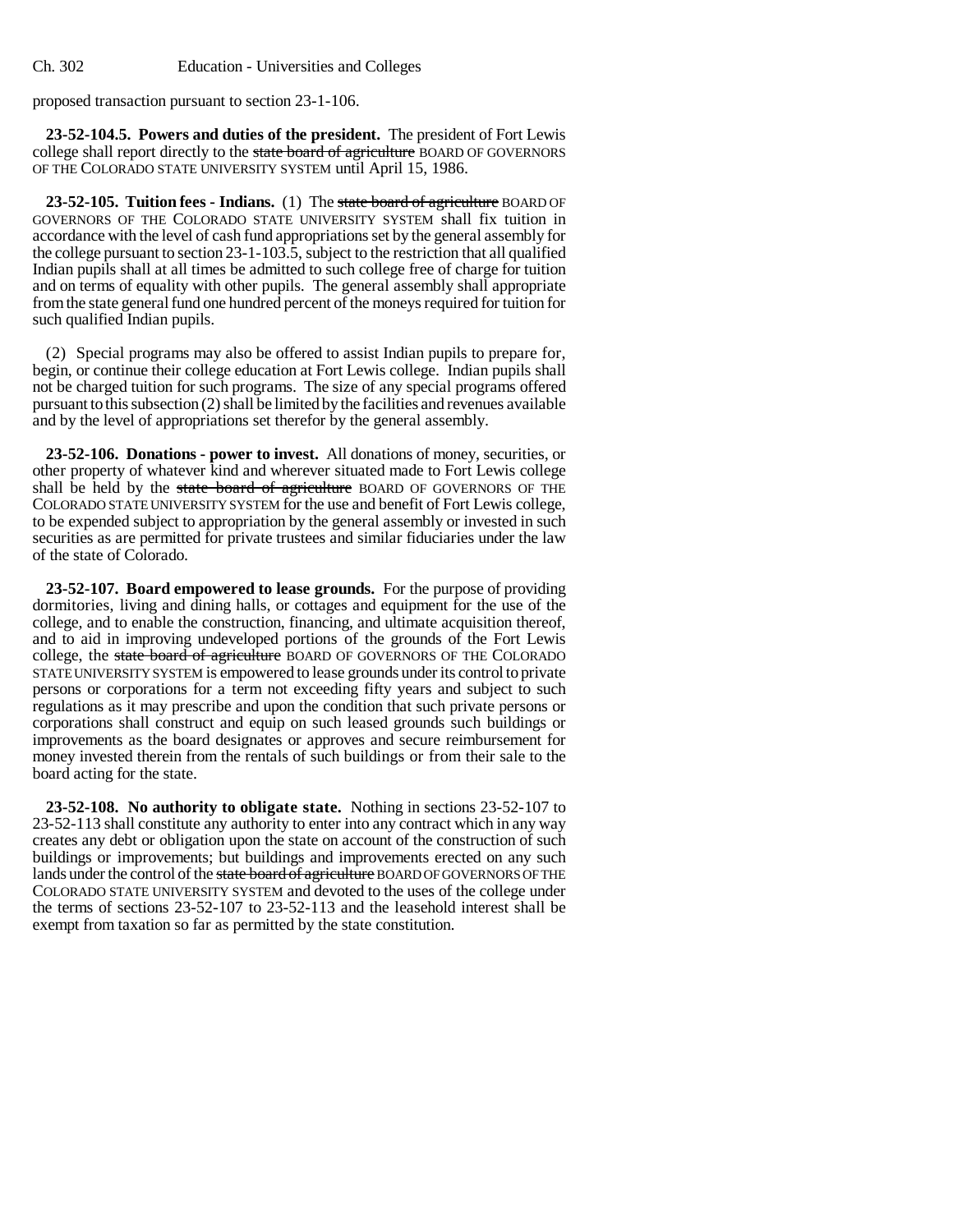proposed transaction pursuant to section 23-1-106.

**23-52-104.5. Powers and duties of the president.** The president of Fort Lewis college shall report directly to the ~~state board of agriculture~~ BOARD OF GOVERNORS OF THE COLORADO STATE UNIVERSITY SYSTEM until April 15, 1986.

**23-52-105. Tuition fees - Indians.** (1) The ~~state board of agriculture~~ BOARD OF GOVERNORS OF THE COLORADO STATE UNIVERSITY SYSTEM shall fix tuition in accordance with the level of cash fund appropriations set by the general assembly for the college pursuant to section 23-1-103.5, subject to the restriction that all qualified Indian pupils shall at all times be admitted to such college free of charge for tuition and on terms of equality with other pupils. The general assembly shall appropriate from the state general fund one hundred percent of the moneys required for tuition for such qualified Indian pupils.

(2) Special programs may also be offered to assist Indian pupils to prepare for, begin, or continue their college education at Fort Lewis college. Indian pupils shall not be charged tuition for such programs. The size of any special programs offered pursuant to this subsection (2) shall be limited by the facilities and revenues available and by the level of appropriations set therefor by the general assembly.

**23-52-106. Donations - power to invest.** All donations of money, securities, or other property of whatever kind and wherever situated made to Fort Lewis college shall be held by the ~~state board of agriculture~~ BOARD OF GOVERNORS OF THE COLORADO STATE UNIVERSITY SYSTEM for the use and benefit of Fort Lewis college, to be expended subject to appropriation by the general assembly or invested in such securities as are permitted for private trustees and similar fiduciaries under the law of the state of Colorado.

**23-52-107. Board empowered to lease grounds.** For the purpose of providing dormitories, living and dining halls, or cottages and equipment for the use of the college, and to enable the construction, financing, and ultimate acquisition thereof, and to aid in improving undeveloped portions of the grounds of the Fort Lewis college, the ~~state board of agriculture~~ BOARD OF GOVERNORS OF THE COLORADO STATE UNIVERSITY SYSTEM is empowered to lease grounds under its control to private persons or corporations for a term not exceeding fifty years and subject to such regulations as it may prescribe and upon the condition that such private persons or corporations shall construct and equip on such leased grounds such buildings or improvements as the board designates or approves and secure reimbursement for money invested therein from the rentals of such buildings or from their sale to the board acting for the state.

**23-52-108. No authority to obligate state.** Nothing in sections 23-52-107 to 23-52-113 shall constitute any authority to enter into any contract which in any way creates any debt or obligation upon the state on account of the construction of such buildings or improvements; but buildings and improvements erected on any such lands under the control of the ~~state board of agriculture~~ BOARD OF GOVERNORS OF THE COLORADO STATE UNIVERSITY SYSTEM and devoted to the uses of the college under the terms of sections 23-52-107 to 23-52-113 and the leasehold interest shall be exempt from taxation so far as permitted by the state constitution.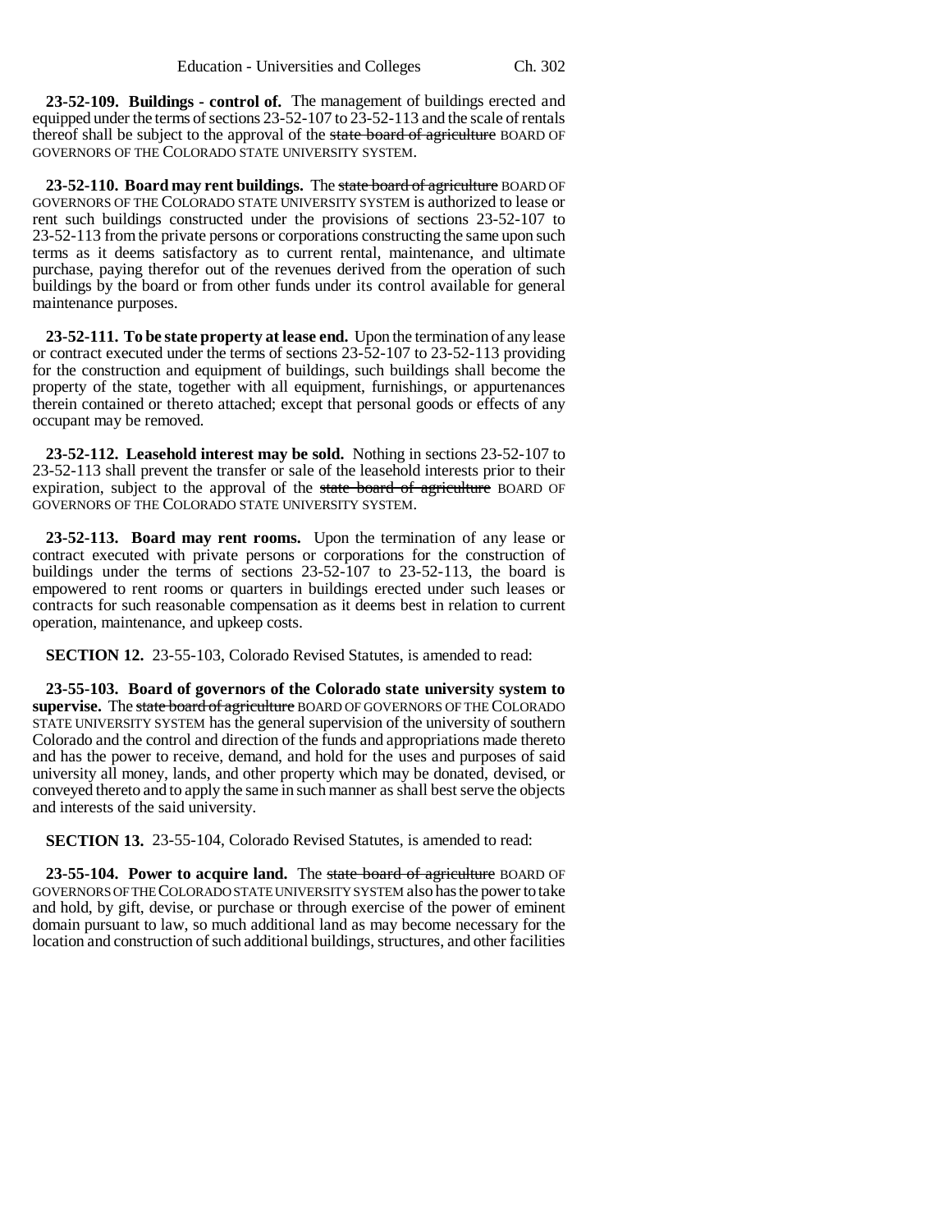**23-52-109. Buildings - control of.** The management of buildings erected and equipped under the terms of sections 23-52-107 to 23-52-113 and the scale of rentals thereof shall be subject to the approval of the ~~state board of agriculture~~ BOARD OF GOVERNORS OF THE COLORADO STATE UNIVERSITY SYSTEM.

**23-52-110. Board may rent buildings.** The ~~state board of agriculture~~ BOARD OF GOVERNORS OF THE COLORADO STATE UNIVERSITY SYSTEM is authorized to lease or rent such buildings constructed under the provisions of sections 23-52-107 to 23-52-113 from the private persons or corporations constructing the same upon such terms as it deems satisfactory as to current rental, maintenance, and ultimate purchase, paying therefor out of the revenues derived from the operation of such buildings by the board or from other funds under its control available for general maintenance purposes.

**23-52-111. To be state property at lease end.** Upon the termination of any lease or contract executed under the terms of sections 23-52-107 to 23-52-113 providing for the construction and equipment of buildings, such buildings shall become the property of the state, together with all equipment, furnishings, or appurtenances therein contained or thereto attached; except that personal goods or effects of any occupant may be removed.

**23-52-112. Leasehold interest may be sold.** Nothing in sections 23-52-107 to 23-52-113 shall prevent the transfer or sale of the leasehold interests prior to their expiration, subject to the approval of the ~~state board of agriculture~~ BOARD OF GOVERNORS OF THE COLORADO STATE UNIVERSITY SYSTEM.

**23-52-113. Board may rent rooms.** Upon the termination of any lease or contract executed with private persons or corporations for the construction of buildings under the terms of sections 23-52-107 to 23-52-113, the board is empowered to rent rooms or quarters in buildings erected under such leases or contracts for such reasonable compensation as it deems best in relation to current operation, maintenance, and upkeep costs.

**SECTION 12.** 23-55-103, Colorado Revised Statutes, is amended to read:

**23-55-103. Board of governors of the Colorado state university system to supervise.** The ~~state board of agriculture~~ BOARD OF GOVERNORS OF THE COLORADO STATE UNIVERSITY SYSTEM has the general supervision of the university of southern Colorado and the control and direction of the funds and appropriations made thereto and has the power to receive, demand, and hold for the uses and purposes of said university all money, lands, and other property which may be donated, devised, or conveyed thereto and to apply the same in such manner as shall best serve the objects and interests of the said university.

**SECTION 13.** 23-55-104, Colorado Revised Statutes, is amended to read:

**23-55-104. Power to acquire land.** The ~~state board of agriculture~~ BOARD OF GOVERNORS OF THE COLORADO STATE UNIVERSITY SYSTEM also has the power to take and hold, by gift, devise, or purchase or through exercise of the power of eminent domain pursuant to law, so much additional land as may become necessary for the location and construction of such additional buildings, structures, and other facilities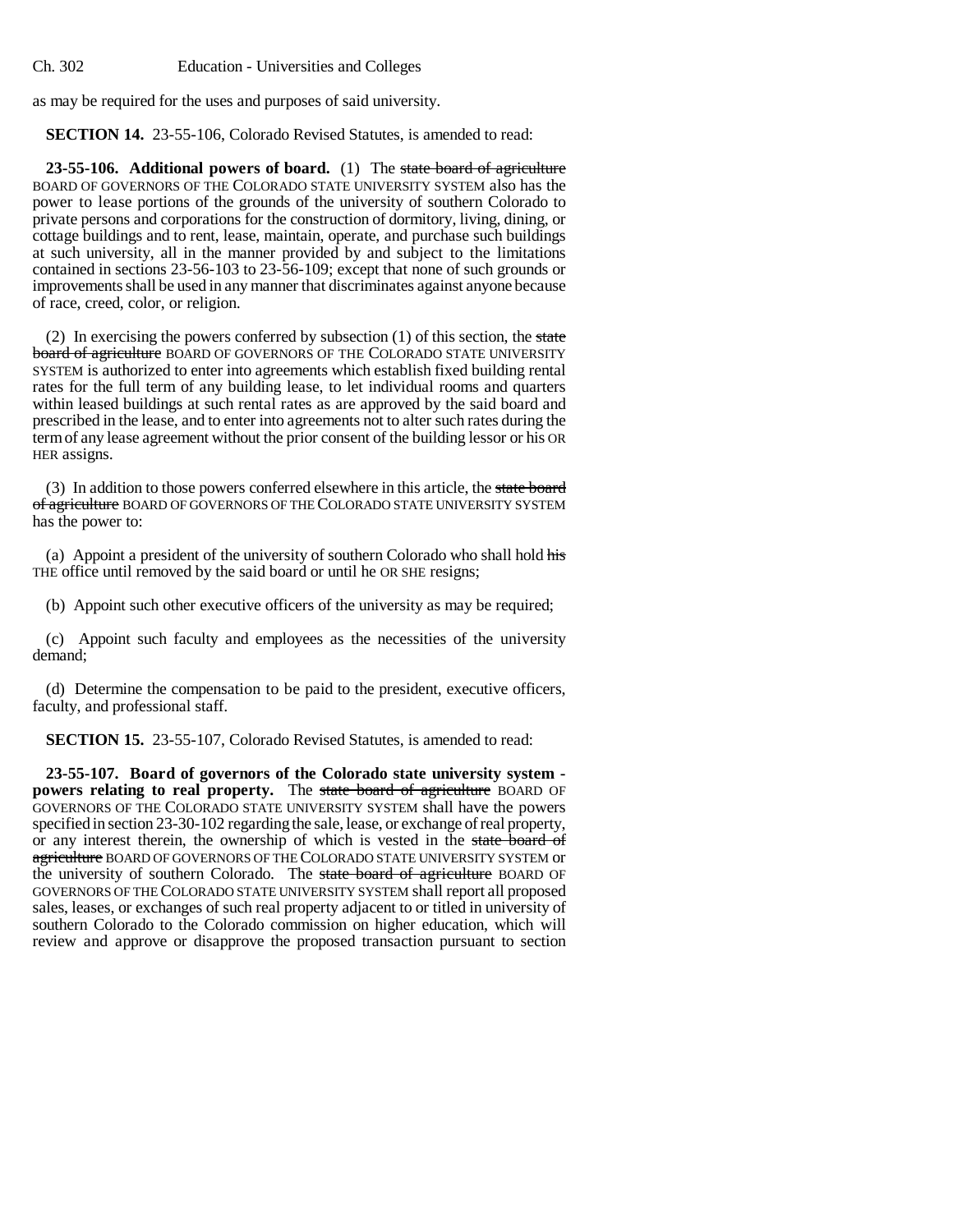as may be required for the uses and purposes of said university.

**SECTION 14.** 23-55-106, Colorado Revised Statutes, is amended to read:

**23-55-106. Additional powers of board.** (1) The ~~state board of agriculture~~ BOARD OF GOVERNORS OF THE COLORADO STATE UNIVERSITY SYSTEM also has the power to lease portions of the grounds of the university of southern Colorado to private persons and corporations for the construction of dormitory, living, dining, or cottage buildings and to rent, lease, maintain, operate, and purchase such buildings at such university, all in the manner provided by and subject to the limitations contained in sections 23-56-103 to 23-56-109; except that none of such grounds or improvements shall be used in any manner that discriminates against anyone because of race, creed, color, or religion.

(2) In exercising the powers conferred by subsection (1) of this section, the ~~state board of agriculture~~ BOARD OF GOVERNORS OF THE COLORADO STATE UNIVERSITY SYSTEM is authorized to enter into agreements which establish fixed building rental rates for the full term of any building lease, to let individual rooms and quarters within leased buildings at such rental rates as are approved by the said board and prescribed in the lease, and to enter into agreements not to alter such rates during the term of any lease agreement without the prior consent of the building lessor or his OR HER assigns.

(3) In addition to those powers conferred elsewhere in this article, the ~~state board of agriculture~~ BOARD OF GOVERNORS OF THE COLORADO STATE UNIVERSITY SYSTEM has the power to:

(a) Appoint a president of the university of southern Colorado who shall hold ~~his~~ THE office until removed by the said board or until he OR SHE resigns;

(b) Appoint such other executive officers of the university as may be required;

(c) Appoint such faculty and employees as the necessities of the university demand;

(d) Determine the compensation to be paid to the president, executive officers, faculty, and professional staff.

**SECTION 15.** 23-55-107, Colorado Revised Statutes, is amended to read:

**23-55-107. Board of governors of the Colorado state university system - powers relating to real property.** The ~~state board of agriculture~~ BOARD OF GOVERNORS OF THE COLORADO STATE UNIVERSITY SYSTEM shall have the powers specified in section 23-30-102 regarding the sale, lease, or exchange of real property, or any interest therein, the ownership of which is vested in the ~~state board of agriculture~~ BOARD OF GOVERNORS OF THE COLORADO STATE UNIVERSITY SYSTEM or the university of southern Colorado. The ~~state board of agriculture~~ BOARD OF GOVERNORS OF THE COLORADO STATE UNIVERSITY SYSTEM shall report all proposed sales, leases, or exchanges of such real property adjacent to or titled in university of southern Colorado to the Colorado commission on higher education, which will review and approve or disapprove the proposed transaction pursuant to section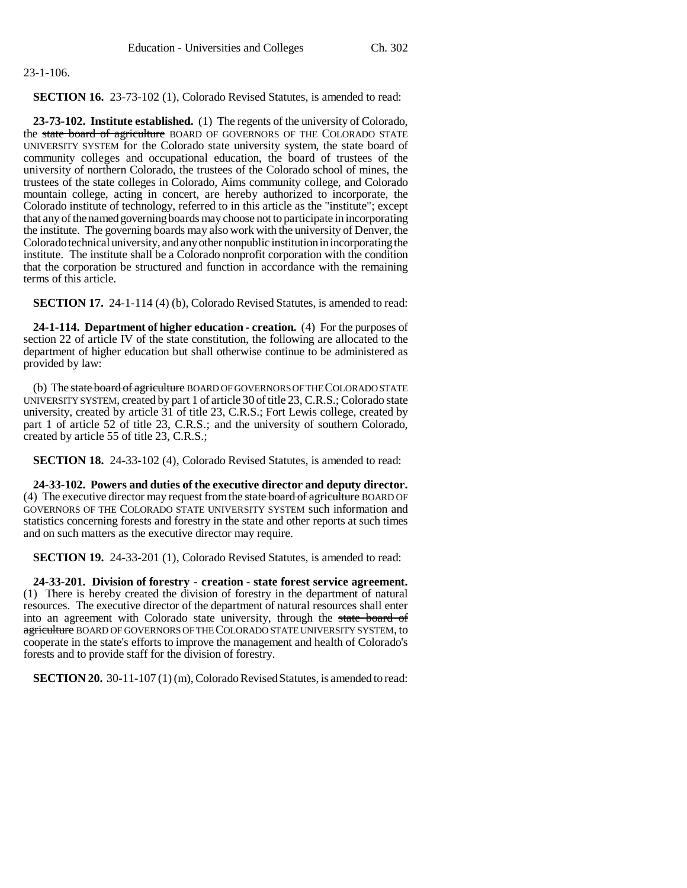23-1-106.

**SECTION 16.** 23-73-102 (1), Colorado Revised Statutes, is amended to read:

**23-73-102. Institute established.** (1) The regents of the university of Colorado, the ~~state board of agriculture~~ BOARD OF GOVERNORS OF THE COLORADO STATE UNIVERSITY SYSTEM for the Colorado state university system, the state board of community colleges and occupational education, the board of trustees of the university of northern Colorado, the trustees of the Colorado school of mines, the trustees of the state colleges in Colorado, Aims community college, and Colorado mountain college, acting in concert, are hereby authorized to incorporate, the Colorado institute of technology, referred to in this article as the "institute"; except that any of the named governing boards may choose not to participate in incorporating the institute. The governing boards may also work with the university of Denver, the Colorado technical university, and any other nonpublic institution in incorporating the institute. The institute shall be a Colorado nonprofit corporation with the condition that the corporation be structured and function in accordance with the remaining terms of this article.

**SECTION 17.** 24-1-114 (4) (b), Colorado Revised Statutes, is amended to read:

**24-1-114. Department of higher education - creation.** (4) For the purposes of section 22 of article IV of the state constitution, the following are allocated to the department of higher education but shall otherwise continue to be administered as provided by law:

(b) The ~~state board of agriculture~~ BOARD OF GOVERNORS OF THE COLORADO STATE UNIVERSITY SYSTEM, created by part 1 of article 30 of title 23, C.R.S.; Colorado state university, created by article 31 of title 23, C.R.S.; Fort Lewis college, created by part 1 of article 52 of title 23, C.R.S.; and the university of southern Colorado, created by article 55 of title 23, C.R.S.;

**SECTION 18.** 24-33-102 (4), Colorado Revised Statutes, is amended to read:

**24-33-102. Powers and duties of the executive director and deputy director.** (4) The executive director may request from the ~~state board of agriculture~~ BOARD OF GOVERNORS OF THE COLORADO STATE UNIVERSITY SYSTEM such information and statistics concerning forests and forestry in the state and other reports at such times and on such matters as the executive director may require.

**SECTION 19.** 24-33-201 (1), Colorado Revised Statutes, is amended to read:

**24-33-201. Division of forestry - creation - state forest service agreement.** (1) There is hereby created the division of forestry in the department of natural resources. The executive director of the department of natural resources shall enter into an agreement with Colorado state university, through the ~~state board of agriculture~~ BOARD OF GOVERNORS OF THE COLORADO STATE UNIVERSITY SYSTEM, to cooperate in the state's efforts to improve the management and health of Colorado's forests and to provide staff for the division of forestry.

**SECTION 20.** 30-11-107 (1) (m), Colorado Revised Statutes, is amended to read: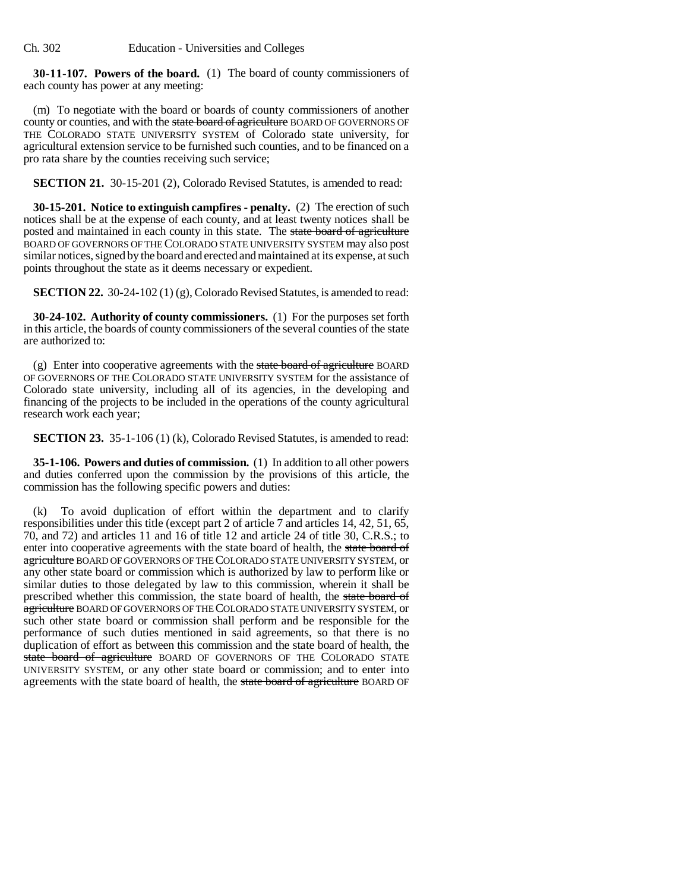**30-11-107. Powers of the board.** (1) The board of county commissioners of each county has power at any meeting:

(m) To negotiate with the board or boards of county commissioners of another county or counties, and with the ~~state board of agriculture~~ BOARD OF GOVERNORS OF THE COLORADO STATE UNIVERSITY SYSTEM of Colorado state university, for agricultural extension service to be furnished such counties, and to be financed on a pro rata share by the counties receiving such service;

**SECTION 21.** 30-15-201 (2), Colorado Revised Statutes, is amended to read:

**30-15-201. Notice to extinguish campfires - penalty.** (2) The erection of such notices shall be at the expense of each county, and at least twenty notices shall be posted and maintained in each county in this state. The ~~state board of agriculture~~ BOARD OF GOVERNORS OF THE COLORADO STATE UNIVERSITY SYSTEM may also post similar notices, signed by the board and erected and maintained at its expense, at such points throughout the state as it deems necessary or expedient.

**SECTION 22.** 30-24-102 (1) (g), Colorado Revised Statutes, is amended to read:

**30-24-102. Authority of county commissioners.** (1) For the purposes set forth in this article, the boards of county commissioners of the several counties of the state are authorized to:

(g) Enter into cooperative agreements with the ~~state board of agriculture~~ BOARD OF GOVERNORS OF THE COLORADO STATE UNIVERSITY SYSTEM for the assistance of Colorado state university, including all of its agencies, in the developing and financing of the projects to be included in the operations of the county agricultural research work each year;

**SECTION 23.** 35-1-106 (1) (k), Colorado Revised Statutes, is amended to read:

**35-1-106. Powers and duties of commission.** (1) In addition to all other powers and duties conferred upon the commission by the provisions of this article, the commission has the following specific powers and duties:

(k) To avoid duplication of effort within the department and to clarify responsibilities under this title (except part 2 of article 7 and articles 14, 42, 51, 65, 70, and 72) and articles 11 and 16 of title 12 and article 24 of title 30, C.R.S.; to enter into cooperative agreements with the state board of health, the ~~state board of agriculture~~ BOARD OF GOVERNORS OF THE COLORADO STATE UNIVERSITY SYSTEM, or any other state board or commission which is authorized by law to perform like or similar duties to those delegated by law to this commission, wherein it shall be prescribed whether this commission, the state board of health, the ~~state board of agriculture~~ BOARD OF GOVERNORS OF THE COLORADO STATE UNIVERSITY SYSTEM, or such other state board or commission shall perform and be responsible for the performance of such duties mentioned in said agreements, so that there is no duplication of effort as between this commission and the state board of health, the ~~state board of agriculture~~ BOARD OF GOVERNORS OF THE COLORADO STATE UNIVERSITY SYSTEM, or any other state board or commission; and to enter into agreements with the state board of health, the ~~state board of agriculture~~ BOARD OF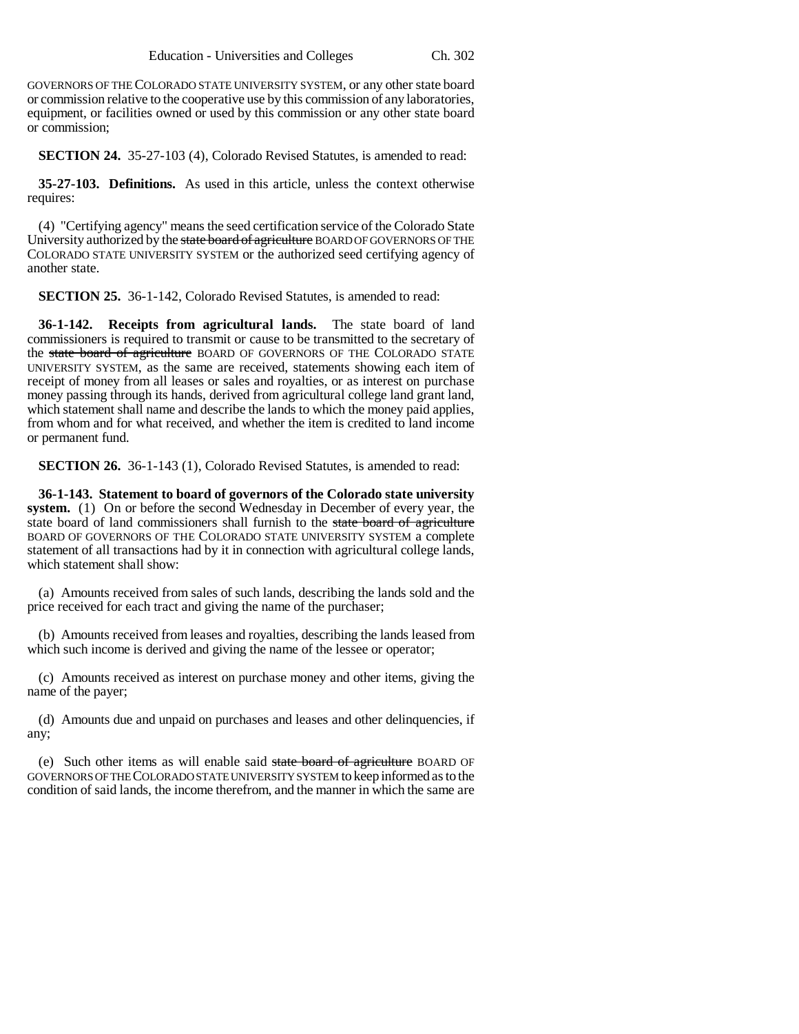GOVERNORS OF THE COLORADO STATE UNIVERSITY SYSTEM, or any other state board or commission relative to the cooperative use by this commission of any laboratories, equipment, or facilities owned or used by this commission or any other state board or commission;

**SECTION 24.** 35-27-103 (4), Colorado Revised Statutes, is amended to read:

**35-27-103. Definitions.** As used in this article, unless the context otherwise requires:

(4) "Certifying agency" means the seed certification service of the Colorado State University authorized by the ~~state board of agriculture~~ BOARD OF GOVERNORS OF THE COLORADO STATE UNIVERSITY SYSTEM or the authorized seed certifying agency of another state.

**SECTION 25.** 36-1-142, Colorado Revised Statutes, is amended to read:

**36-1-142. Receipts from agricultural lands.** The state board of land commissioners is required to transmit or cause to be transmitted to the secretary of the ~~state board of agriculture~~ BOARD OF GOVERNORS OF THE COLORADO STATE UNIVERSITY SYSTEM, as the same are received, statements showing each item of receipt of money from all leases or sales and royalties, or as interest on purchase money passing through its hands, derived from agricultural college land grant land, which statement shall name and describe the lands to which the money paid applies, from whom and for what received, and whether the item is credited to land income or permanent fund.

**SECTION 26.** 36-1-143 (1), Colorado Revised Statutes, is amended to read:

**36-1-143. Statement to board of governors of the Colorado state university system.** (1) On or before the second Wednesday in December of every year, the state board of land commissioners shall furnish to the ~~state board of agriculture~~ BOARD OF GOVERNORS OF THE COLORADO STATE UNIVERSITY SYSTEM a complete statement of all transactions had by it in connection with agricultural college lands, which statement shall show:

(a) Amounts received from sales of such lands, describing the lands sold and the price received for each tract and giving the name of the purchaser;

(b) Amounts received from leases and royalties, describing the lands leased from which such income is derived and giving the name of the lessee or operator;

(c) Amounts received as interest on purchase money and other items, giving the name of the payer;

(d) Amounts due and unpaid on purchases and leases and other delinquencies, if any;

(e) Such other items as will enable said ~~state board of agriculture~~ BOARD OF GOVERNORS OF THE COLORADO STATE UNIVERSITY SYSTEM to keep informed as to the condition of said lands, the income therefrom, and the manner in which the same are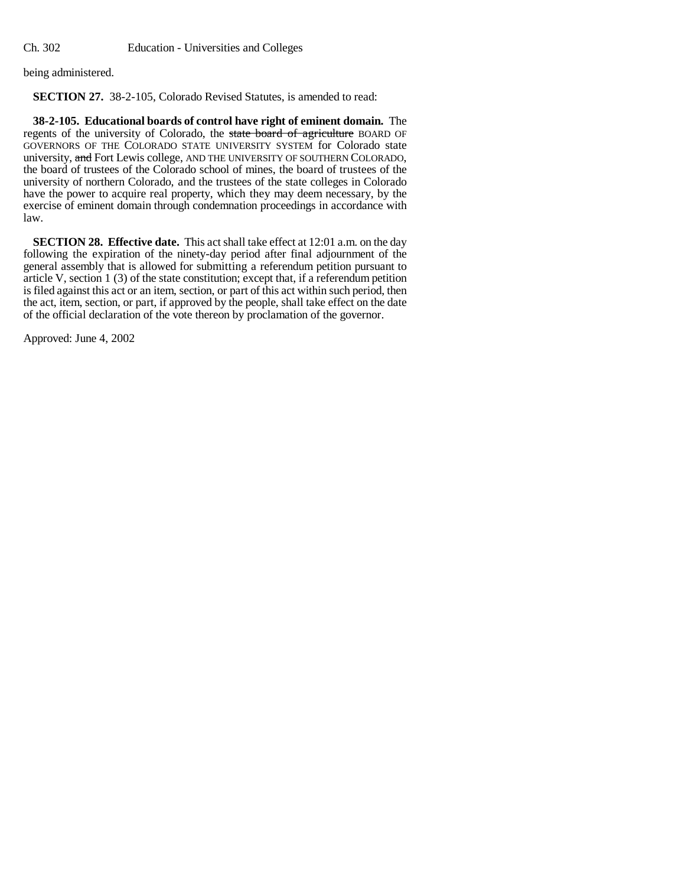being administered.

**SECTION 27.** 38-2-105, Colorado Revised Statutes, is amended to read:

**38-2-105. Educational boards of control have right of eminent domain.** The regents of the university of Colorado, the ~~state board of agriculture~~ BOARD OF GOVERNORS OF THE COLORADO STATE UNIVERSITY SYSTEM for Colorado state university, ~~and~~ Fort Lewis college, AND THE UNIVERSITY OF SOUTHERN COLORADO, the board of trustees of the Colorado school of mines, the board of trustees of the university of northern Colorado, and the trustees of the state colleges in Colorado have the power to acquire real property, which they may deem necessary, by the exercise of eminent domain through condemnation proceedings in accordance with law.

**SECTION 28. Effective date.** This act shall take effect at 12:01 a.m. on the day following the expiration of the ninety-day period after final adjournment of the general assembly that is allowed for submitting a referendum petition pursuant to article V, section 1 (3) of the state constitution; except that, if a referendum petition is filed against this act or an item, section, or part of this act within such period, then the act, item, section, or part, if approved by the people, shall take effect on the date of the official declaration of the vote thereon by proclamation of the governor.

Approved: June 4, 2002